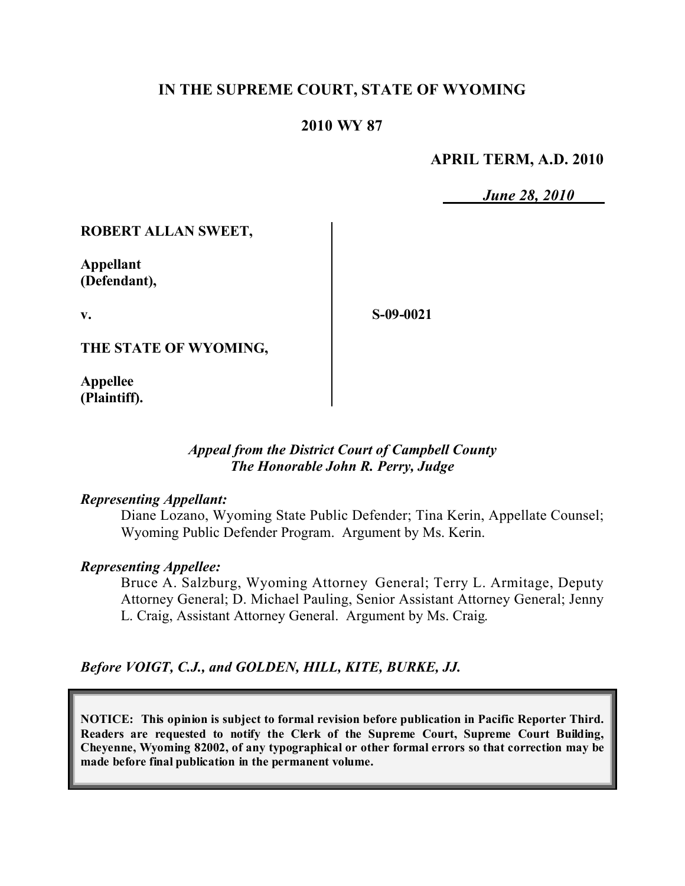**IN THE SUPREME COURT, STATE OF WYOMING**

**2010 WY 87**

**APRIL TERM, A.D. 2010**

***June 28, 2010***

| | | |
|---|---|---|
| **ROBERT ALLAN SWEET,**<br><br>**Appellant (Defendant),**<br><br>**v.**<br><br>**THE STATE OF WYOMING,**<br><br>**Appellee (Plaintiff).** | | **S-09-0021** |

***Appeal from the District Court of Campbell County***
***The Honorable John R. Perry, Judge***

***Representing Appellant:***

Diane Lozano, Wyoming State Public Defender; Tina Kerin, Appellate Counsel; Wyoming Public Defender Program. Argument by Ms. Kerin.

***Representing Appellee:***

Bruce A. Salzburg, Wyoming Attorney General; Terry L. Armitage, Deputy Attorney General; D. Michael Pauling, Senior Assistant Attorney General; Jenny L. Craig, Assistant Attorney General. Argument by Ms. Craig.

***Before VOIGT, C.J., and GOLDEN, HILL, KITE, BURKE, JJ.***

**NOTICE: This opinion is subject to formal revision before publication in Pacific Reporter Third. Readers are requested to notify the Clerk of the Supreme Court, Supreme Court Building, Cheyenne, Wyoming 82002, of any typographical or other formal errors so that correction may be made before final publication in the permanent volume.**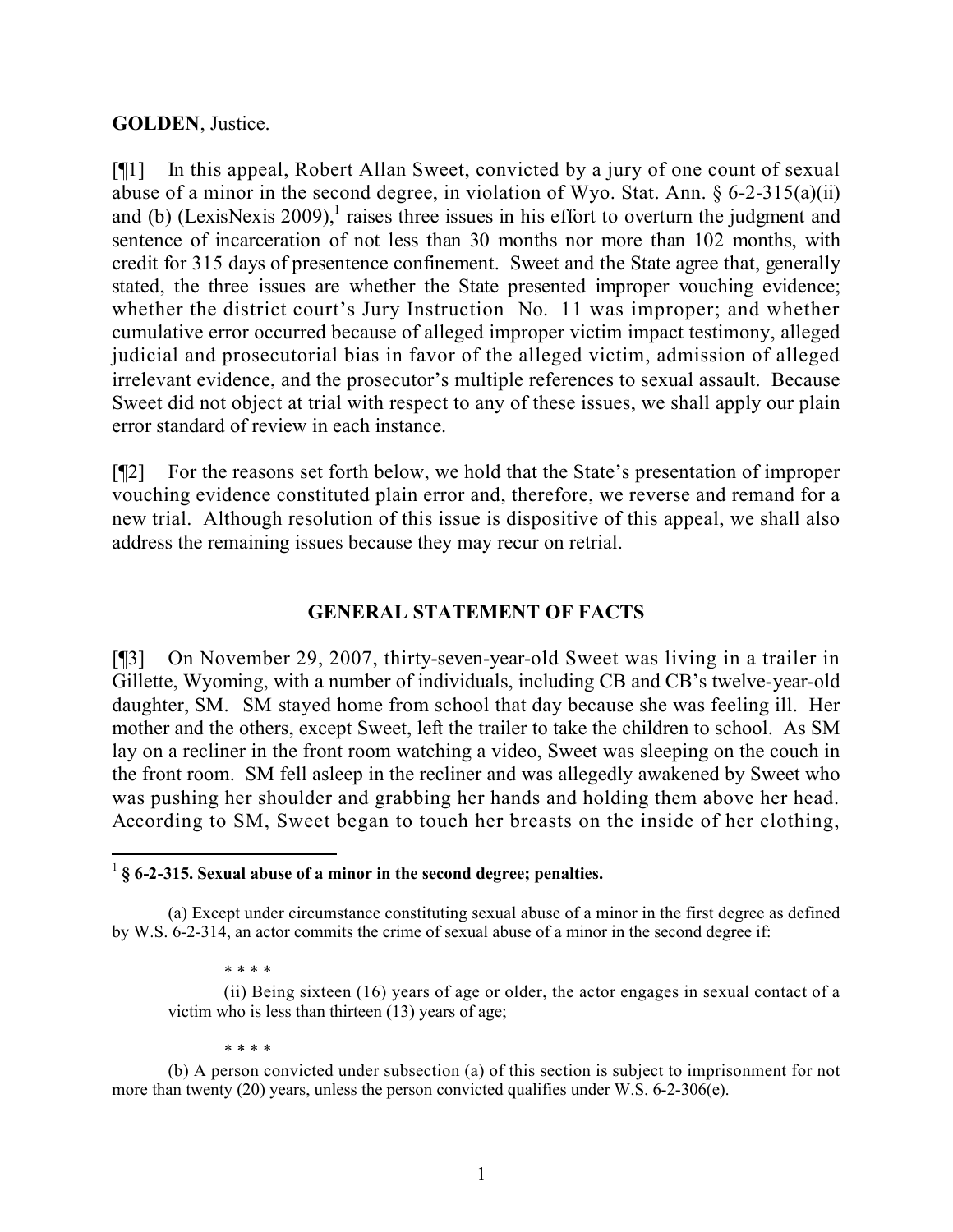**GOLDEN**, Justice.

[¶1] In this appeal, Robert Allan Sweet, convicted by a jury of one count of sexual abuse of a minor in the second degree, in violation of Wyo. Stat. Ann. § 6-2-315(a)(ii) and (b) (LexisNexis 2009),[1] raises three issues in his effort to overturn the judgment and sentence of incarceration of not less than 30 months nor more than 102 months, with credit for 315 days of presentence confinement. Sweet and the State agree that, generally stated, the three issues are whether the State presented improper vouching evidence; whether the district court's Jury Instruction No. 11 was improper; and whether cumulative error occurred because of alleged improper victim impact testimony, alleged judicial and prosecutorial bias in favor of the alleged victim, admission of alleged irrelevant evidence, and the prosecutor's multiple references to sexual assault. Because Sweet did not object at trial with respect to any of these issues, we shall apply our plain error standard of review in each instance.

[¶2] For the reasons set forth below, we hold that the State's presentation of improper vouching evidence constituted plain error and, therefore, we reverse and remand for a new trial. Although resolution of this issue is dispositive of this appeal, we shall also address the remaining issues because they may recur on retrial.

## GENERAL STATEMENT OF FACTS

[¶3] On November 29, 2007, thirty-seven-year-old Sweet was living in a trailer in Gillette, Wyoming, with a number of individuals, including CB and CB's twelve-year-old daughter, SM. SM stayed home from school that day because she was feeling ill. Her mother and the others, except Sweet, left the trailer to take the children to school. As SM lay on a recliner in the front room watching a video, Sweet was sleeping on the couch in the front room. SM fell asleep in the recliner and was allegedly awakened by Sweet who was pushing her shoulder and grabbing her hands and holding them above her head. According to SM, Sweet began to touch her breasts on the inside of her clothing,

---

[1] **§ 6-2-315. Sexual abuse of a minor in the second degree; penalties.**

(a) Except under circumstance constituting sexual abuse of a minor in the first degree as defined by W.S. 6-2-314, an actor commits the crime of sexual abuse of a minor in the second degree if:

\* \* \* \*

(ii) Being sixteen (16) years of age or older, the actor engages in sexual contact of a victim who is less than thirteen (13) years of age;

\* \* \* \*

(b) A person convicted under subsection (a) of this section is subject to imprisonment for not more than twenty (20) years, unless the person convicted qualifies under W.S. 6-2-306(e).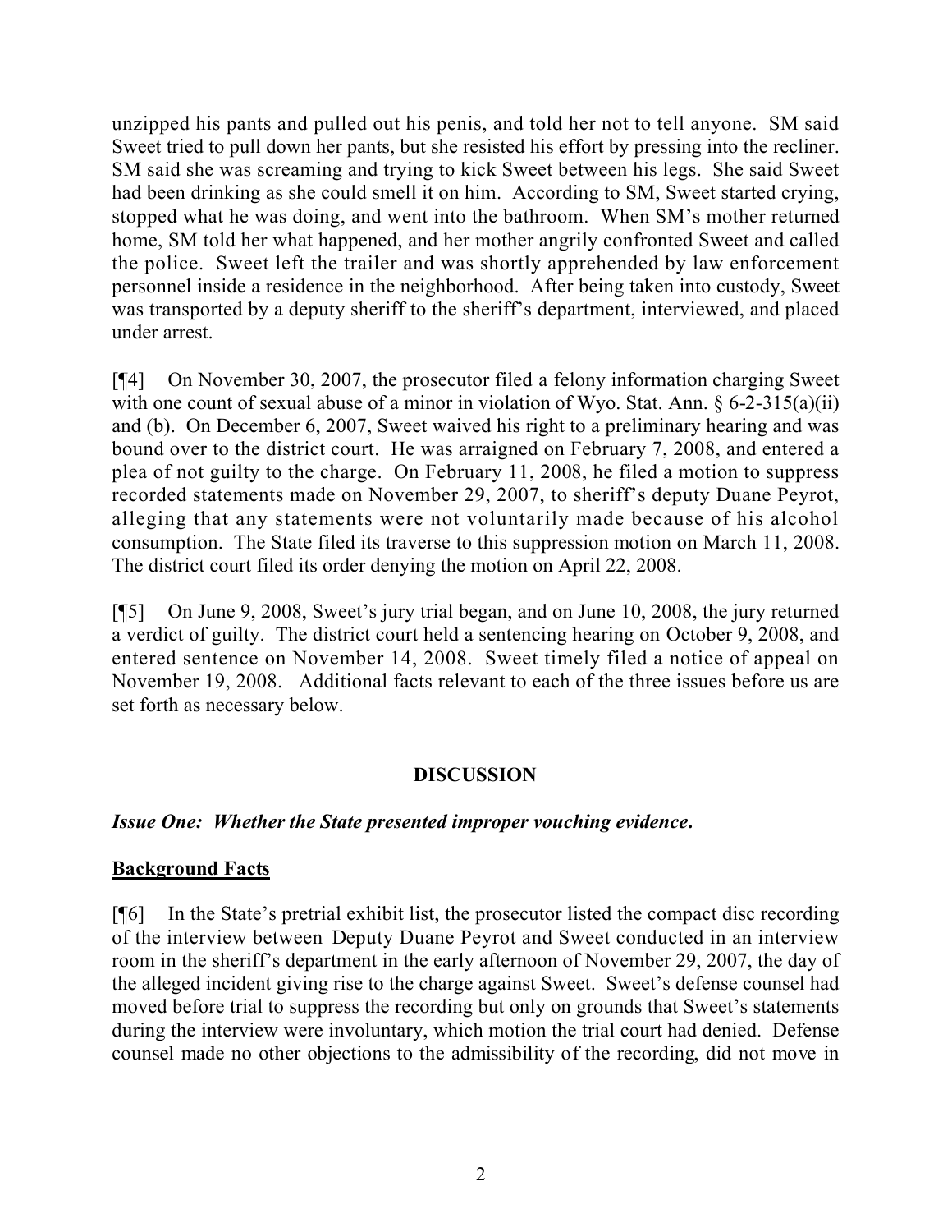unzipped his pants and pulled out his penis, and told her not to tell anyone. SM said Sweet tried to pull down her pants, but she resisted his effort by pressing into the recliner. SM said she was screaming and trying to kick Sweet between his legs. She said Sweet had been drinking as she could smell it on him. According to SM, Sweet started crying, stopped what he was doing, and went into the bathroom. When SM's mother returned home, SM told her what happened, and her mother angrily confronted Sweet and called the police. Sweet left the trailer and was shortly apprehended by law enforcement personnel inside a residence in the neighborhood. After being taken into custody, Sweet was transported by a deputy sheriff to the sheriff's department, interviewed, and placed under arrest.

[¶4] On November 30, 2007, the prosecutor filed a felony information charging Sweet with one count of sexual abuse of a minor in violation of Wyo. Stat. Ann. § 6-2-315(a)(ii) and (b). On December 6, 2007, Sweet waived his right to a preliminary hearing and was bound over to the district court. He was arraigned on February 7, 2008, and entered a plea of not guilty to the charge. On February 11, 2008, he filed a motion to suppress recorded statements made on November 29, 2007, to sheriff's deputy Duane Peyrot, alleging that any statements were not voluntarily made because of his alcohol consumption. The State filed its traverse to this suppression motion on March 11, 2008. The district court filed its order denying the motion on April 22, 2008.

[¶5] On June 9, 2008, Sweet's jury trial began, and on June 10, 2008, the jury returned a verdict of guilty. The district court held a sentencing hearing on October 9, 2008, and entered sentence on November 14, 2008. Sweet timely filed a notice of appeal on November 19, 2008. Additional facts relevant to each of the three issues before us are set forth as necessary below.

## DISCUSSION

### *Issue One: Whether the State presented improper vouching evidence.*

**Background Facts**

[¶6] In the State's pretrial exhibit list, the prosecutor listed the compact disc recording of the interview between Deputy Duane Peyrot and Sweet conducted in an interview room in the sheriff's department in the early afternoon of November 29, 2007, the day of the alleged incident giving rise to the charge against Sweet. Sweet's defense counsel had moved before trial to suppress the recording but only on grounds that Sweet's statements during the interview were involuntary, which motion the trial court had denied. Defense counsel made no other objections to the admissibility of the recording, did not move in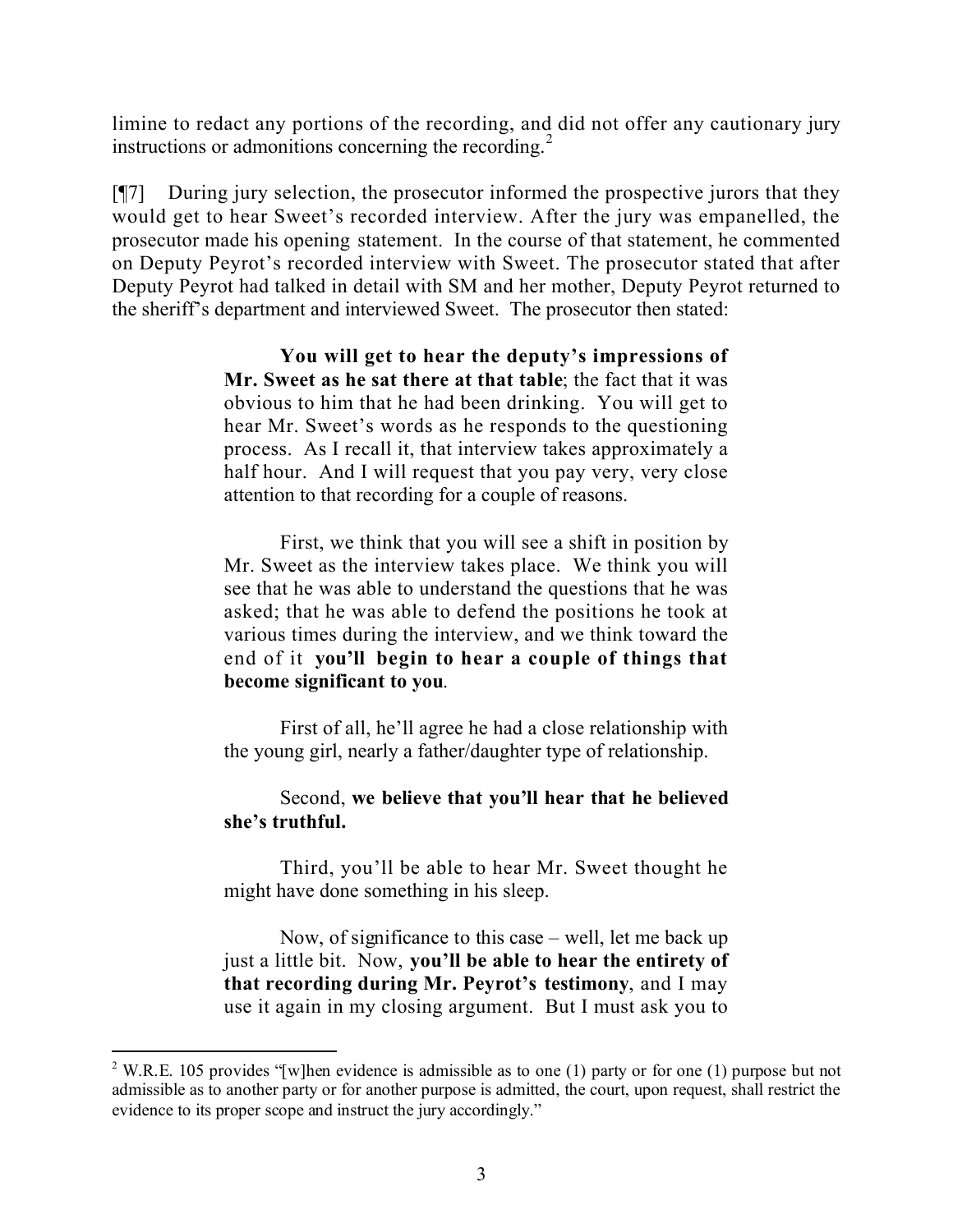limine to redact any portions of the recording, and did not offer any cautionary jury instructions or admonitions concerning the recording.[2]

[¶7] During jury selection, the prosecutor informed the prospective jurors that they would get to hear Sweet's recorded interview. After the jury was empanelled, the prosecutor made his opening statement. In the course of that statement, he commented on Deputy Peyrot's recorded interview with Sweet. The prosecutor stated that after Deputy Peyrot had talked in detail with SM and her mother, Deputy Peyrot returned to the sheriff's department and interviewed Sweet. The prosecutor then stated:

> **You will get to hear the deputy's impressions of Mr. Sweet as he sat there at that table**; the fact that it was obvious to him that he had been drinking. You will get to hear Mr. Sweet's words as he responds to the questioning process. As I recall it, that interview takes approximately a half hour. And I will request that you pay very, very close attention to that recording for a couple of reasons.
>
> First, we think that you will see a shift in position by Mr. Sweet as the interview takes place. We think you will see that he was able to understand the questions that he was asked; that he was able to defend the positions he took at various times during the interview, and we think toward the end of it **you'll begin to hear a couple of things that become significant to you**.
>
> First of all, he'll agree he had a close relationship with the young girl, nearly a father/daughter type of relationship.
>
> Second, **we believe that you'll hear that he believed she's truthful.**
>
> Third, you'll be able to hear Mr. Sweet thought he might have done something in his sleep.
>
> Now, of significance to this case – well, let me back up just a little bit. Now, **you'll be able to hear the entirety of that recording during Mr. Peyrot's testimony**, and I may use it again in my closing argument. But I must ask you to

[2] W.R.E. 105 provides "[w]hen evidence is admissible as to one (1) party or for one (1) purpose but not admissible as to another party or for another purpose is admitted, the court, upon request, shall restrict the evidence to its proper scope and instruct the jury accordingly."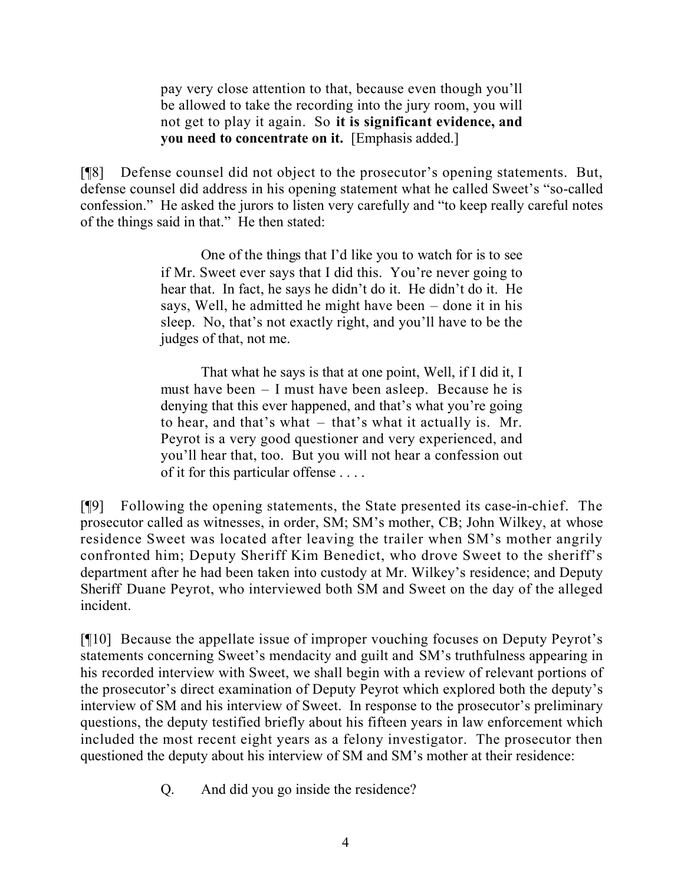> pay very close attention to that, because even though you'll be allowed to take the recording into the jury room, you will not get to play it again. So **it is significant evidence, and you need to concentrate on it.** [Emphasis added.]

[¶8] Defense counsel did not object to the prosecutor's opening statements. But, defense counsel did address in his opening statement what he called Sweet's "so-called confession." He asked the jurors to listen very carefully and "to keep really careful notes of the things said in that." He then stated:

> One of the things that I'd like you to watch for is to see if Mr. Sweet ever says that I did this. You're never going to hear that. In fact, he says he didn't do it. He didn't do it. He says, Well, he admitted he might have been – done it in his sleep. No, that's not exactly right, and you'll have to be the judges of that, not me.
>
> That what he says is that at one point, Well, if I did it, I must have been – I must have been asleep. Because he is denying that this ever happened, and that's what you're going to hear, and that's what – that's what it actually is. Mr. Peyrot is a very good questioner and very experienced, and you'll hear that, too. But you will not hear a confession out of it for this particular offense . . . .

[¶9] Following the opening statements, the State presented its case-in-chief. The prosecutor called as witnesses, in order, SM; SM's mother, CB; John Wilkey, at whose residence Sweet was located after leaving the trailer when SM's mother angrily confronted him; Deputy Sheriff Kim Benedict, who drove Sweet to the sheriff's department after he had been taken into custody at Mr. Wilkey's residence; and Deputy Sheriff Duane Peyrot, who interviewed both SM and Sweet on the day of the alleged incident.

[¶10] Because the appellate issue of improper vouching focuses on Deputy Peyrot's statements concerning Sweet's mendacity and guilt and SM's truthfulness appearing in his recorded interview with Sweet, we shall begin with a review of relevant portions of the prosecutor's direct examination of Deputy Peyrot which explored both the deputy's interview of SM and his interview of Sweet. In response to the prosecutor's preliminary questions, the deputy testified briefly about his fifteen years in law enforcement which included the most recent eight years as a felony investigator. The prosecutor then questioned the deputy about his interview of SM and SM's mother at their residence:

> Q. And did you go inside the residence?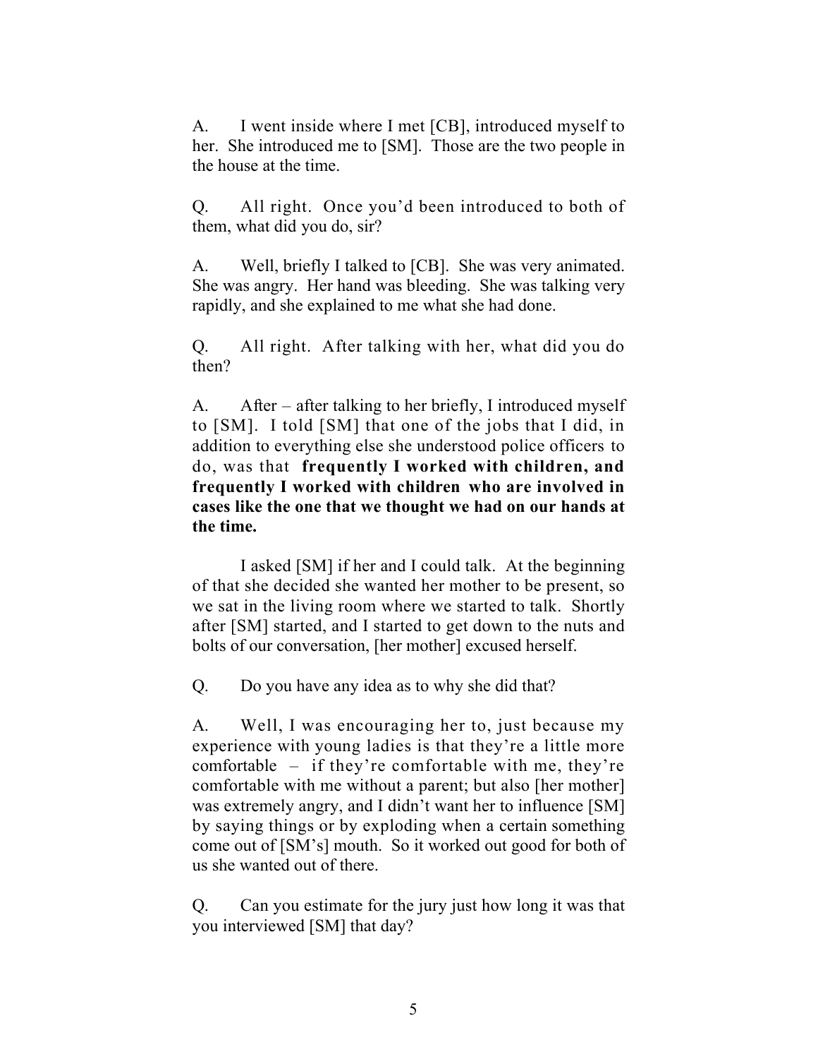A. I went inside where I met [CB], introduced myself to her. She introduced me to [SM]. Those are the two people in the house at the time.

Q. All right. Once you'd been introduced to both of them, what did you do, sir?

A. Well, briefly I talked to [CB]. She was very animated. She was angry. Her hand was bleeding. She was talking very rapidly, and she explained to me what she had done.

Q. All right. After talking with her, what did you do then?

A. After – after talking to her briefly, I introduced myself to [SM]. I told [SM] that one of the jobs that I did, in addition to everything else she understood police officers to do, was that **frequently I worked with children, and frequently I worked with children who are involved in cases like the one that we thought we had on our hands at the time.**

I asked [SM] if her and I could talk. At the beginning of that she decided she wanted her mother to be present, so we sat in the living room where we started to talk. Shortly after [SM] started, and I started to get down to the nuts and bolts of our conversation, [her mother] excused herself.

Q. Do you have any idea as to why she did that?

A. Well, I was encouraging her to, just because my experience with young ladies is that they're a little more comfortable – if they're comfortable with me, they're comfortable with me without a parent; but also [her mother] was extremely angry, and I didn't want her to influence [SM] by saying things or by exploding when a certain something come out of [SM's] mouth. So it worked out good for both of us she wanted out of there.

Q. Can you estimate for the jury just how long it was that you interviewed [SM] that day?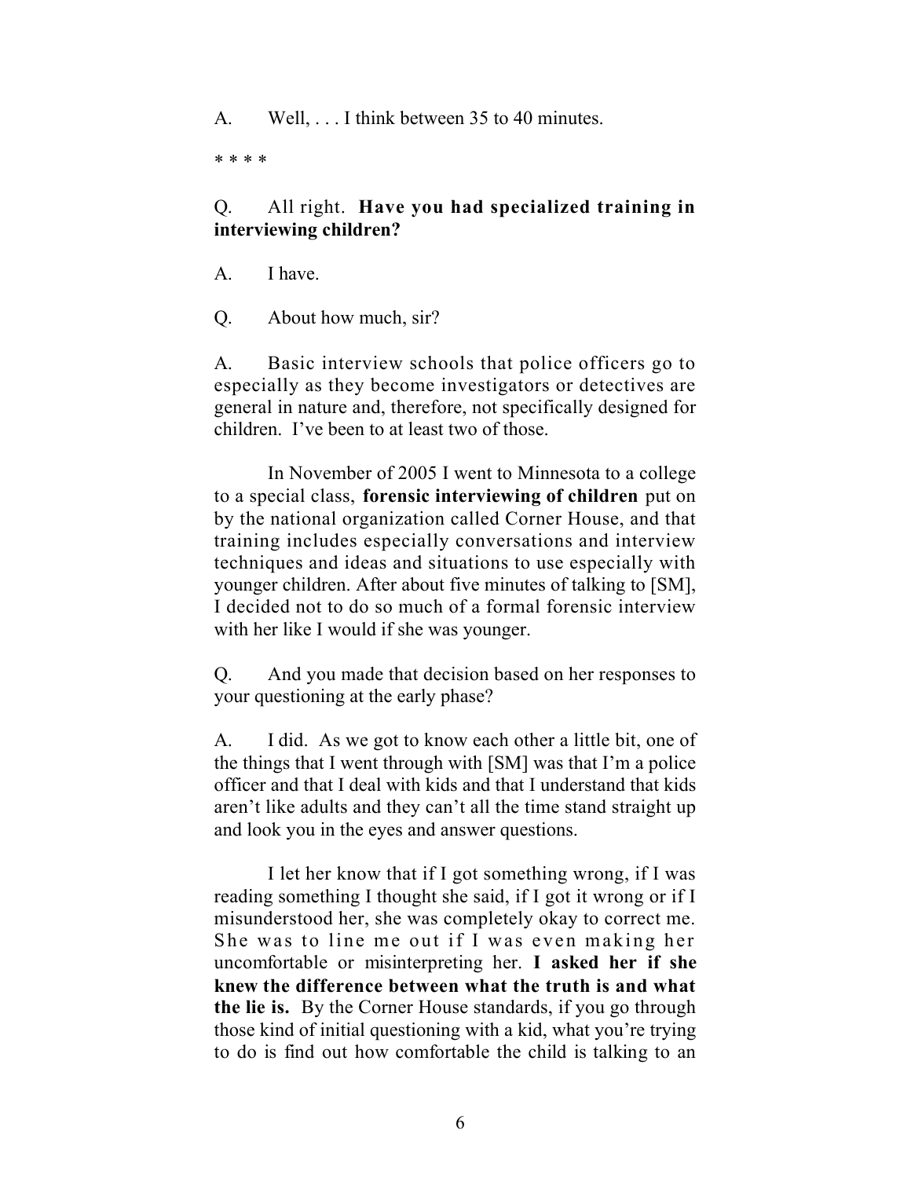A. Well, . . . I think between 35 to 40 minutes.

* * * *

Q. All right. **Have you had specialized training in interviewing children?**

A. I have.

Q. About how much, sir?

A. Basic interview schools that police officers go to especially as they become investigators or detectives are general in nature and, therefore, not specifically designed for children. I've been to at least two of those.

In November of 2005 I went to Minnesota to a college to a special class, **forensic interviewing of children** put on by the national organization called Corner House, and that training includes especially conversations and interview techniques and ideas and situations to use especially with younger children. After about five minutes of talking to [SM], I decided not to do so much of a formal forensic interview with her like I would if she was younger.

Q. And you made that decision based on her responses to your questioning at the early phase?

A. I did. As we got to know each other a little bit, one of the things that I went through with [SM] was that I'm a police officer and that I deal with kids and that I understand that kids aren't like adults and they can't all the time stand straight up and look you in the eyes and answer questions.

I let her know that if I got something wrong, if I was reading something I thought she said, if I got it wrong or if I misunderstood her, she was completely okay to correct me. She was to line me out if I was even making her uncomfortable or misinterpreting her. **I asked her if she knew the difference between what the truth is and what the lie is.** By the Corner House standards, if you go through those kind of initial questioning with a kid, what you're trying to do is find out how comfortable the child is talking to an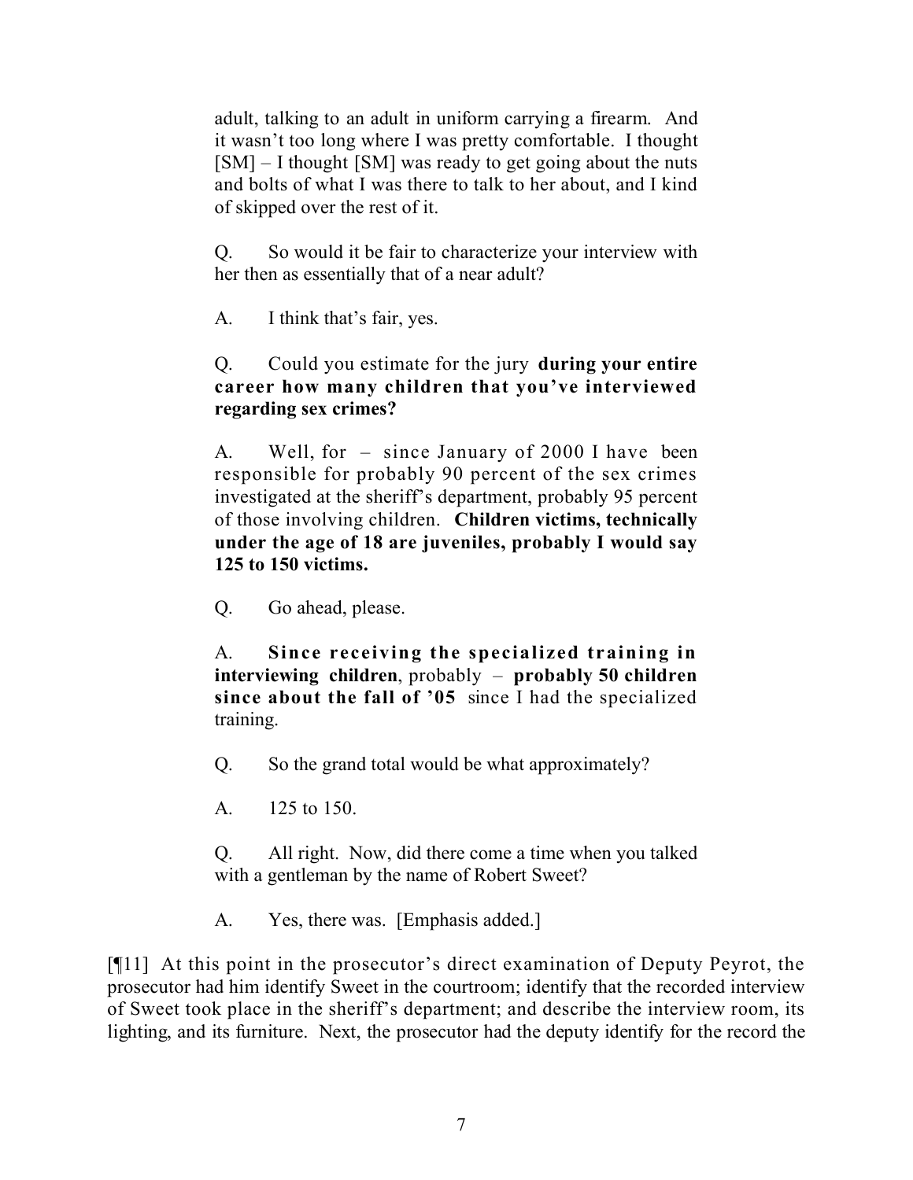adult, talking to an adult in uniform carrying a firearm. And it wasn't too long where I was pretty comfortable. I thought [SM] – I thought [SM] was ready to get going about the nuts and bolts of what I was there to talk to her about, and I kind of skipped over the rest of it.

Q. So would it be fair to characterize your interview with her then as essentially that of a near adult?

A. I think that's fair, yes.

Q. Could you estimate for the jury **during your entire career how many children that you've interviewed regarding sex crimes?**

A. Well, for – since January of 2000 I have been responsible for probably 90 percent of the sex crimes investigated at the sheriff's department, probably 95 percent of those involving children. **Children victims, technically under the age of 18 are juveniles, probably I would say 125 to 150 victims.**

Q. Go ahead, please.

A. **Since receiving the specialized training in interviewing children**, probably – **probably 50 children since about the fall of '05** since I had the specialized training.

Q. So the grand total would be what approximately?

A. 125 to 150.

Q. All right. Now, did there come a time when you talked with a gentleman by the name of Robert Sweet?

A. Yes, there was. [Emphasis added.]

[¶11] At this point in the prosecutor's direct examination of Deputy Peyrot, the prosecutor had him identify Sweet in the courtroom; identify that the recorded interview of Sweet took place in the sheriff's department; and describe the interview room, its lighting, and its furniture. Next, the prosecutor had the deputy identify for the record the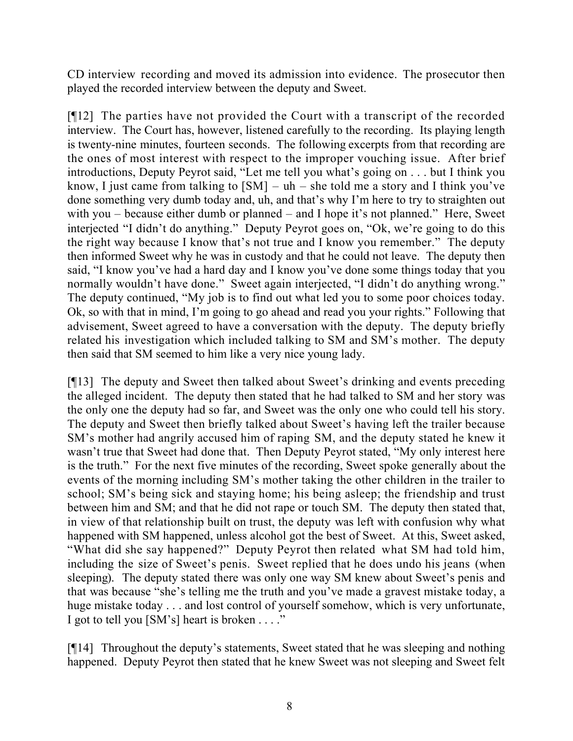CD interview recording and moved its admission into evidence. The prosecutor then played the recorded interview between the deputy and Sweet.

[¶12] The parties have not provided the Court with a transcript of the recorded interview. The Court has, however, listened carefully to the recording. Its playing length is twenty-nine minutes, fourteen seconds. The following excerpts from that recording are the ones of most interest with respect to the improper vouching issue. After brief introductions, Deputy Peyrot said, "Let me tell you what's going on . . . but I think you know, I just came from talking to [SM] – uh – she told me a story and I think you've done something very dumb today and, uh, and that's why I'm here to try to straighten out with you – because either dumb or planned – and I hope it's not planned." Here, Sweet interjected "I didn't do anything." Deputy Peyrot goes on, "Ok, we're going to do this the right way because I know that's not true and I know you remember." The deputy then informed Sweet why he was in custody and that he could not leave. The deputy then said, "I know you've had a hard day and I know you've done some things today that you normally wouldn't have done." Sweet again interjected, "I didn't do anything wrong." The deputy continued, "My job is to find out what led you to some poor choices today. Ok, so with that in mind, I'm going to go ahead and read you your rights." Following that advisement, Sweet agreed to have a conversation with the deputy. The deputy briefly related his investigation which included talking to SM and SM's mother. The deputy then said that SM seemed to him like a very nice young lady.

[¶13] The deputy and Sweet then talked about Sweet's drinking and events preceding the alleged incident. The deputy then stated that he had talked to SM and her story was the only one the deputy had so far, and Sweet was the only one who could tell his story. The deputy and Sweet then briefly talked about Sweet's having left the trailer because SM's mother had angrily accused him of raping SM, and the deputy stated he knew it wasn't true that Sweet had done that. Then Deputy Peyrot stated, "My only interest here is the truth." For the next five minutes of the recording, Sweet spoke generally about the events of the morning including SM's mother taking the other children in the trailer to school; SM's being sick and staying home; his being asleep; the friendship and trust between him and SM; and that he did not rape or touch SM. The deputy then stated that, in view of that relationship built on trust, the deputy was left with confusion why what happened with SM happened, unless alcohol got the best of Sweet. At this, Sweet asked, "What did she say happened?" Deputy Peyrot then related what SM had told him, including the size of Sweet's penis. Sweet replied that he does undo his jeans (when sleeping). The deputy stated there was only one way SM knew about Sweet's penis and that was because "she's telling me the truth and you've made a gravest mistake today, a huge mistake today . . . and lost control of yourself somehow, which is very unfortunate, I got to tell you [SM's] heart is broken . . . ."

[¶14] Throughout the deputy's statements, Sweet stated that he was sleeping and nothing happened. Deputy Peyrot then stated that he knew Sweet was not sleeping and Sweet felt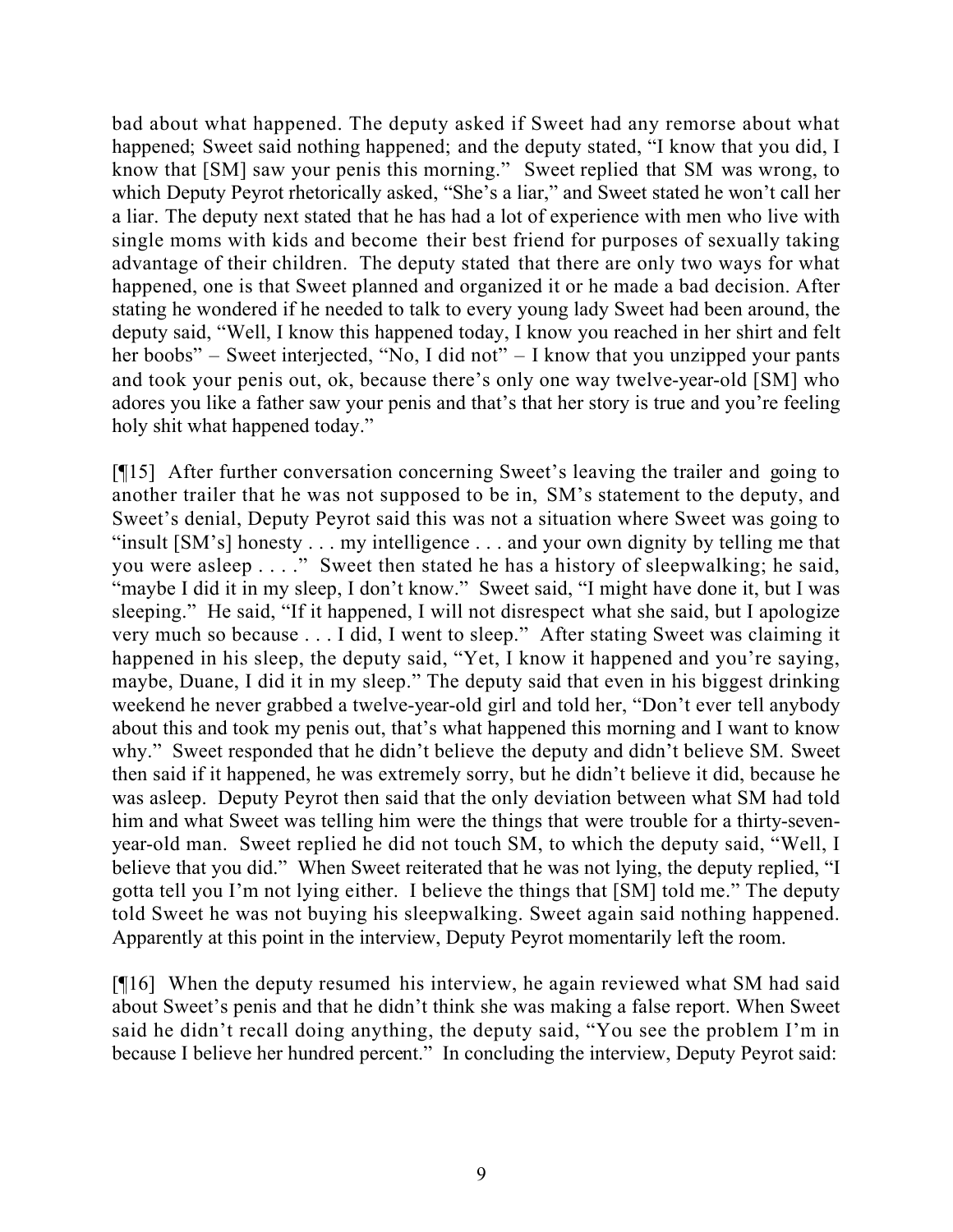bad about what happened. The deputy asked if Sweet had any remorse about what happened; Sweet said nothing happened; and the deputy stated, "I know that you did, I know that [SM] saw your penis this morning." Sweet replied that SM was wrong, to which Deputy Peyrot rhetorically asked, "She's a liar," and Sweet stated he won't call her a liar. The deputy next stated that he has had a lot of experience with men who live with single moms with kids and become their best friend for purposes of sexually taking advantage of their children. The deputy stated that there are only two ways for what happened, one is that Sweet planned and organized it or he made a bad decision. After stating he wondered if he needed to talk to every young lady Sweet had been around, the deputy said, "Well, I know this happened today, I know you reached in her shirt and felt her boobs" – Sweet interjected, "No, I did not" – I know that you unzipped your pants and took your penis out, ok, because there's only one way twelve-year-old [SM] who adores you like a father saw your penis and that's that her story is true and you're feeling holy shit what happened today."

[¶15] After further conversation concerning Sweet's leaving the trailer and going to another trailer that he was not supposed to be in, SM's statement to the deputy, and Sweet's denial, Deputy Peyrot said this was not a situation where Sweet was going to "insult [SM's] honesty . . . my intelligence . . . and your own dignity by telling me that you were asleep . . . ." Sweet then stated he has a history of sleepwalking; he said, "maybe I did it in my sleep, I don't know." Sweet said, "I might have done it, but I was sleeping." He said, "If it happened, I will not disrespect what she said, but I apologize very much so because . . . I did, I went to sleep." After stating Sweet was claiming it happened in his sleep, the deputy said, "Yet, I know it happened and you're saying, maybe, Duane, I did it in my sleep." The deputy said that even in his biggest drinking weekend he never grabbed a twelve-year-old girl and told her, "Don't ever tell anybody about this and took my penis out, that's what happened this morning and I want to know why." Sweet responded that he didn't believe the deputy and didn't believe SM. Sweet then said if it happened, he was extremely sorry, but he didn't believe it did, because he was asleep. Deputy Peyrot then said that the only deviation between what SM had told him and what Sweet was telling him were the things that were trouble for a thirty-seven-year-old man. Sweet replied he did not touch SM, to which the deputy said, "Well, I believe that you did." When Sweet reiterated that he was not lying, the deputy replied, "I gotta tell you I'm not lying either. I believe the things that [SM] told me." The deputy told Sweet he was not buying his sleepwalking. Sweet again said nothing happened. Apparently at this point in the interview, Deputy Peyrot momentarily left the room.

[¶16] When the deputy resumed his interview, he again reviewed what SM had said about Sweet's penis and that he didn't think she was making a false report. When Sweet said he didn't recall doing anything, the deputy said, "You see the problem I'm in because I believe her hundred percent." In concluding the interview, Deputy Peyrot said: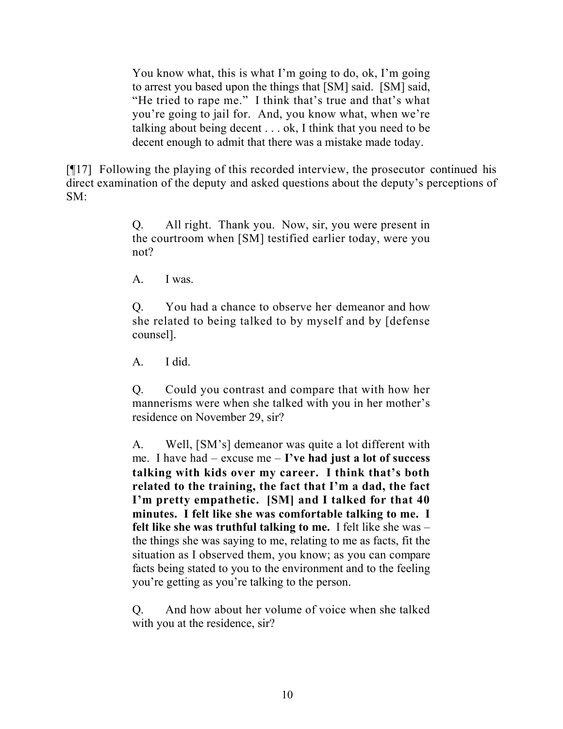> You know what, this is what I'm going to do, ok, I'm going to arrest you based upon the things that [SM] said. [SM] said, "He tried to rape me." I think that's true and that's what you're going to jail for. And, you know what, when we're talking about being decent . . . ok, I think that you need to be decent enough to admit that there was a mistake made today.

[¶17] Following the playing of this recorded interview, the prosecutor continued his direct examination of the deputy and asked questions about the deputy's perceptions of SM:

> Q. All right. Thank you. Now, sir, you were present in the courtroom when [SM] testified earlier today, were you not?
>
> A. I was.
>
> Q. You had a chance to observe her demeanor and how she related to being talked to by myself and by [defense counsel].
>
> A. I did.
>
> Q. Could you contrast and compare that with how her mannerisms were when she talked with you in her mother's residence on November 29, sir?
>
> A. Well, [SM's] demeanor was quite a lot different with me. I have had – excuse me – **I've had just a lot of success talking with kids over my career. I think that's both related to the training, the fact that I'm a dad, the fact I'm pretty empathetic. [SM] and I talked for that 40 minutes. I felt like she was comfortable talking to me. I felt like she was truthful talking to me.** I felt like she was – the things she was saying to me, relating to me as facts, fit the situation as I observed them, you know; as you can compare facts being stated to you to the environment and to the feeling you're getting as you're talking to the person.
>
> Q. And how about her volume of voice when she talked with you at the residence, sir?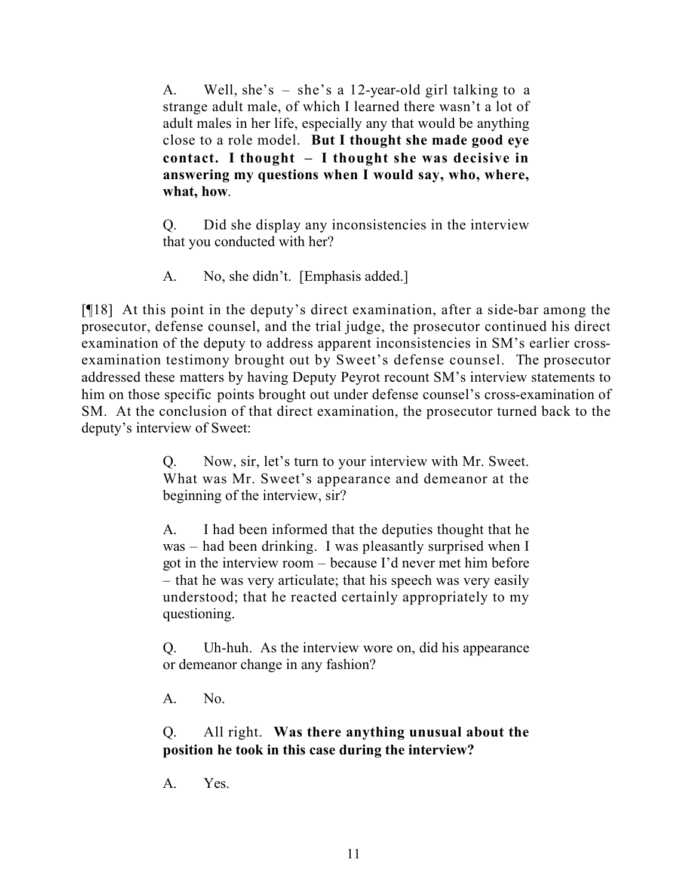> A. Well, she's – she's a 12-year-old girl talking to a strange adult male, of which I learned there wasn't a lot of adult males in her life, especially any that would be anything close to a role model. **But I thought she made good eye contact. I thought – I thought she was decisive in answering my questions when I would say, who, where, what, how**.
>
> Q. Did she display any inconsistencies in the interview that you conducted with her?
>
> A. No, she didn't. [Emphasis added.]

[¶18] At this point in the deputy's direct examination, after a side-bar among the prosecutor, defense counsel, and the trial judge, the prosecutor continued his direct examination of the deputy to address apparent inconsistencies in SM's earlier cross-examination testimony brought out by Sweet's defense counsel. The prosecutor addressed these matters by having Deputy Peyrot recount SM's interview statements to him on those specific points brought out under defense counsel's cross-examination of SM. At the conclusion of that direct examination, the prosecutor turned back to the deputy's interview of Sweet:

> Q. Now, sir, let's turn to your interview with Mr. Sweet. What was Mr. Sweet's appearance and demeanor at the beginning of the interview, sir?
>
> A. I had been informed that the deputies thought that he was – had been drinking. I was pleasantly surprised when I got in the interview room – because I'd never met him before – that he was very articulate; that his speech was very easily understood; that he reacted certainly appropriately to my questioning.
>
> Q. Uh-huh. As the interview wore on, did his appearance or demeanor change in any fashion?
>
> A. No.
>
> Q. All right. **Was there anything unusual about the position he took in this case during the interview?**
>
> A. Yes.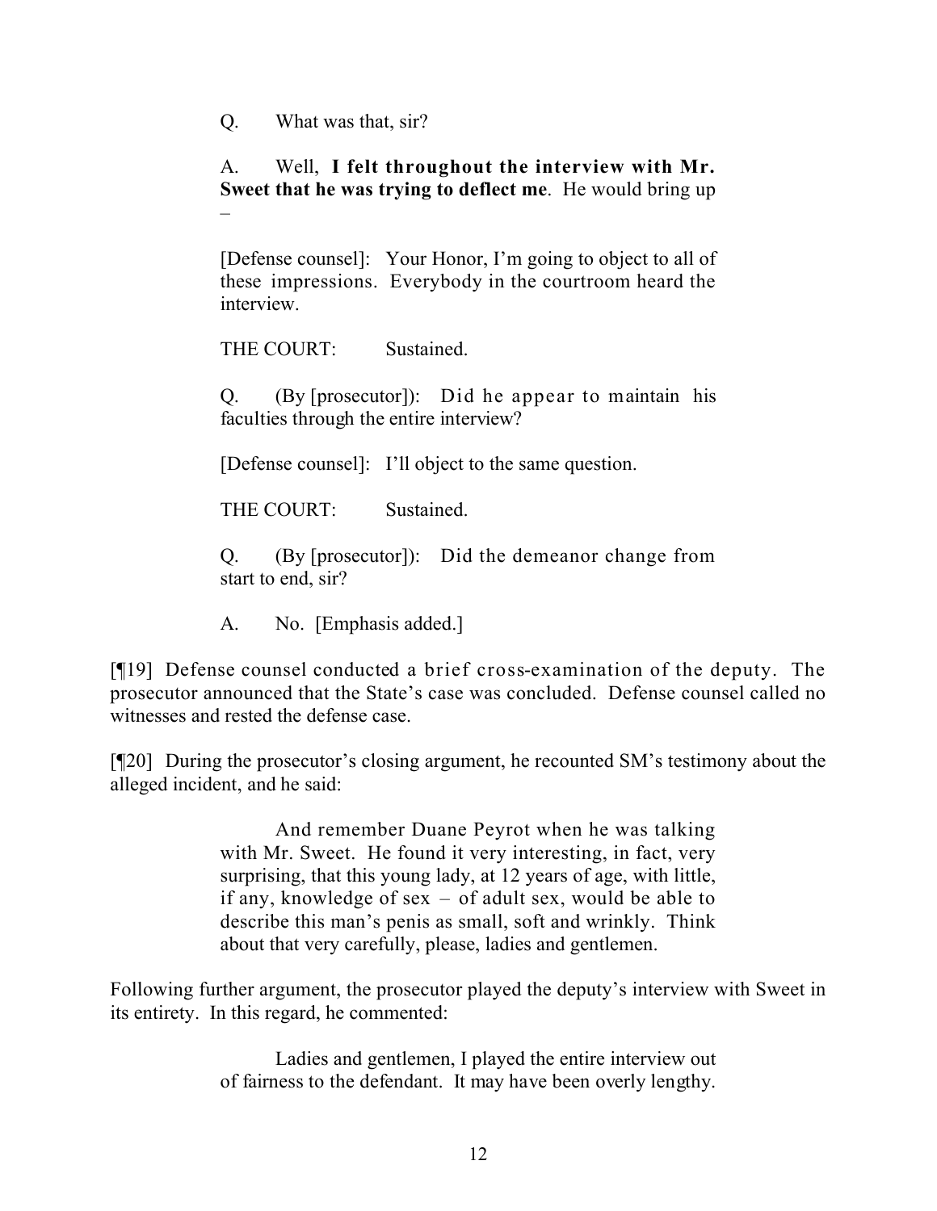> Q. What was that, sir?
>
> A. Well, **I felt throughout the interview with Mr. Sweet that he was trying to deflect me**. He would bring up –
>
> [Defense counsel]: Your Honor, I'm going to object to all of these impressions. Everybody in the courtroom heard the interview.
>
> THE COURT: Sustained.
>
> Q. (By [prosecutor]): Did he appear to maintain his faculties through the entire interview?
>
> [Defense counsel]: I'll object to the same question.
>
> THE COURT: Sustained.
>
> Q. (By [prosecutor]): Did the demeanor change from start to end, sir?
>
> A. No. [Emphasis added.]

[¶19] Defense counsel conducted a brief cross-examination of the deputy. The prosecutor announced that the State's case was concluded. Defense counsel called no witnesses and rested the defense case.

[¶20] During the prosecutor's closing argument, he recounted SM's testimony about the alleged incident, and he said:

> And remember Duane Peyrot when he was talking with Mr. Sweet. He found it very interesting, in fact, very surprising, that this young lady, at 12 years of age, with little, if any, knowledge of sex – of adult sex, would be able to describe this man's penis as small, soft and wrinkly. Think about that very carefully, please, ladies and gentlemen.

Following further argument, the prosecutor played the deputy's interview with Sweet in its entirety. In this regard, he commented:

> Ladies and gentlemen, I played the entire interview out of fairness to the defendant. It may have been overly lengthy.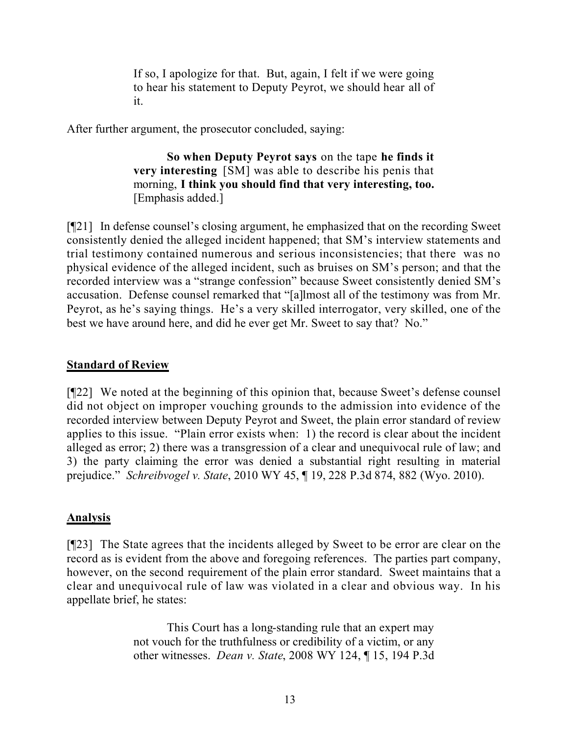> If so, I apologize for that. But, again, I felt if we were going to hear his statement to Deputy Peyrot, we should hear all of it.

After further argument, the prosecutor concluded, saying:

> **So when Deputy Peyrot says** on the tape **he finds it very interesting** [SM] was able to describe his penis that morning, **I think you should find that very interesting, too.** [Emphasis added.]

[¶21] In defense counsel's closing argument, he emphasized that on the recording Sweet consistently denied the alleged incident happened; that SM's interview statements and trial testimony contained numerous and serious inconsistencies; that there was no physical evidence of the alleged incident, such as bruises on SM's person; and that the recorded interview was a "strange confession" because Sweet consistently denied SM's accusation. Defense counsel remarked that "[a]lmost all of the testimony was from Mr. Peyrot, as he's saying things. He's a very skilled interrogator, very skilled, one of the best we have around here, and did he ever get Mr. Sweet to say that? No."

## Standard of Review

[¶22] We noted at the beginning of this opinion that, because Sweet's defense counsel did not object on improper vouching grounds to the admission into evidence of the recorded interview between Deputy Peyrot and Sweet, the plain error standard of review applies to this issue. "Plain error exists when: 1) the record is clear about the incident alleged as error; 2) there was a transgression of a clear and unequivocal rule of law; and 3) the party claiming the error was denied a substantial right resulting in material prejudice." *Schreibvogel v. State*, 2010 WY 45, ¶ 19, 228 P.3d 874, 882 (Wyo. 2010).

## Analysis

[¶23] The State agrees that the incidents alleged by Sweet to be error are clear on the record as is evident from the above and foregoing references. The parties part company, however, on the second requirement of the plain error standard. Sweet maintains that a clear and unequivocal rule of law was violated in a clear and obvious way. In his appellate brief, he states:

> This Court has a long-standing rule that an expert may not vouch for the truthfulness or credibility of a victim, or any other witnesses. *Dean v. State*, 2008 WY 124, ¶ 15, 194 P.3d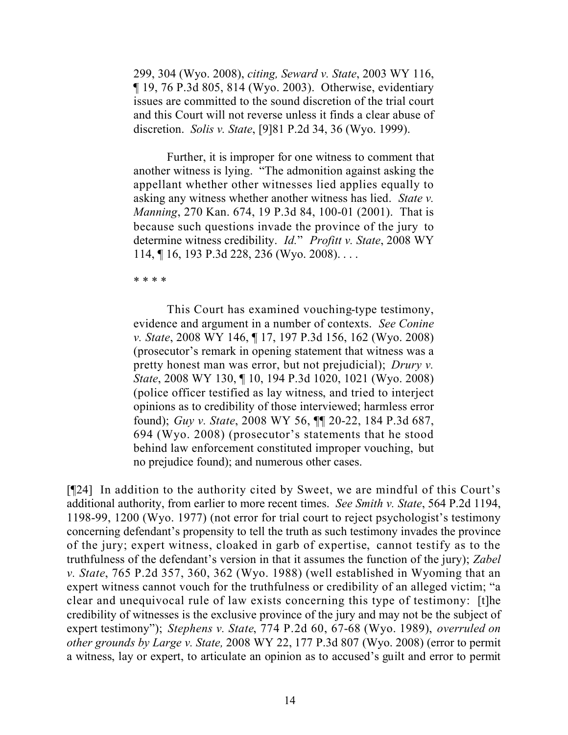> 299, 304 (Wyo. 2008), *citing, Seward v. State*, 2003 WY 116, ¶ 19, 76 P.3d 805, 814 (Wyo. 2003). Otherwise, evidentiary issues are committed to the sound discretion of the trial court and this Court will not reverse unless it finds a clear abuse of discretion. *Solis v. State*, [9]81 P.2d 34, 36 (Wyo. 1999).
>
> Further, it is improper for one witness to comment that another witness is lying. "The admonition against asking the appellant whether other witnesses lied applies equally to asking any witness whether another witness has lied. *State v. Manning*, 270 Kan. 674, 19 P.3d 84, 100-01 (2001). That is because such questions invade the province of the jury to determine witness credibility. *Id.*" *Profitt v. State*, 2008 WY 114, ¶ 16, 193 P.3d 228, 236 (Wyo. 2008). . . .
>
> * * * *
>
> This Court has examined vouching-type testimony, evidence and argument in a number of contexts. *See Conine v. State*, 2008 WY 146, ¶ 17, 197 P.3d 156, 162 (Wyo. 2008) (prosecutor's remark in opening statement that witness was a pretty honest man was error, but not prejudicial); *Drury v. State*, 2008 WY 130, ¶ 10, 194 P.3d 1020, 1021 (Wyo. 2008) (police officer testified as lay witness, and tried to interject opinions as to credibility of those interviewed; harmless error found); *Guy v. State*, 2008 WY 56, ¶¶ 20-22, 184 P.3d 687, 694 (Wyo. 2008) (prosecutor's statements that he stood behind law enforcement constituted improper vouching, but no prejudice found); and numerous other cases.

[¶24] In addition to the authority cited by Sweet, we are mindful of this Court's additional authority, from earlier to more recent times. *See Smith v. State*, 564 P.2d 1194, 1198-99, 1200 (Wyo. 1977) (not error for trial court to reject psychologist's testimony concerning defendant's propensity to tell the truth as such testimony invades the province of the jury; expert witness, cloaked in garb of expertise, cannot testify as to the truthfulness of the defendant's version in that it assumes the function of the jury); *Zabel v. State*, 765 P.2d 357, 360, 362 (Wyo. 1988) (well established in Wyoming that an expert witness cannot vouch for the truthfulness or credibility of an alleged victim; "a clear and unequivocal rule of law exists concerning this type of testimony: [t]he credibility of witnesses is the exclusive province of the jury and may not be the subject of expert testimony"); *Stephens v. State*, 774 P.2d 60, 67-68 (Wyo. 1989), *overruled on other grounds by Large v. State,* 2008 WY 22, 177 P.3d 807 (Wyo. 2008) (error to permit a witness, lay or expert, to articulate an opinion as to accused's guilt and error to permit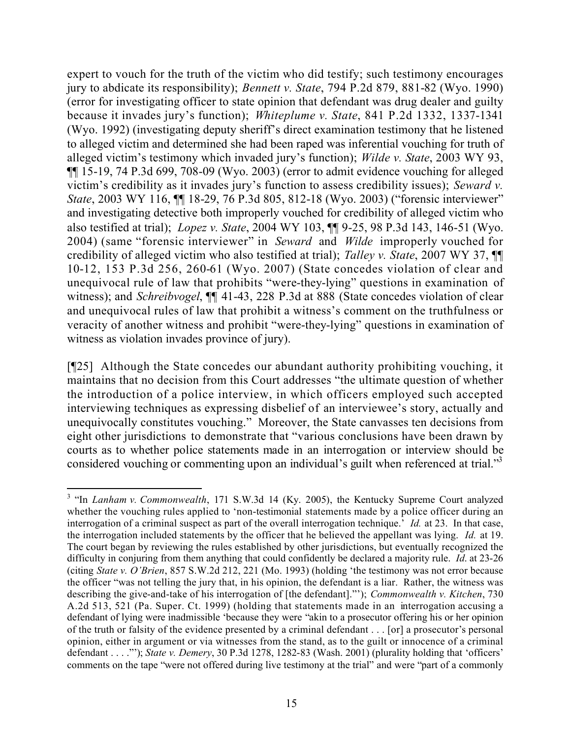expert to vouch for the truth of the victim who did testify; such testimony encourages jury to abdicate its responsibility); *Bennett v. State*, 794 P.2d 879, 881-82 (Wyo. 1990) (error for investigating officer to state opinion that defendant was drug dealer and guilty because it invades jury's function); *Whiteplume v. State*, 841 P.2d 1332, 1337-1341 (Wyo. 1992) (investigating deputy sheriff's direct examination testimony that he listened to alleged victim and determined she had been raped was inferential vouching for truth of alleged victim's testimony which invaded jury's function); *Wilde v. State*, 2003 WY 93, ¶¶ 15-19, 74 P.3d 699, 708-09 (Wyo. 2003) (error to admit evidence vouching for alleged victim's credibility as it invades jury's function to assess credibility issues); *Seward v. State*, 2003 WY 116, ¶¶ 18-29, 76 P.3d 805, 812-18 (Wyo. 2003) ("forensic interviewer" and investigating detective both improperly vouched for credibility of alleged victim who also testified at trial); *Lopez v. State*, 2004 WY 103, ¶¶ 9-25, 98 P.3d 143, 146-51 (Wyo. 2004) (same "forensic interviewer" in *Seward* and *Wilde* improperly vouched for credibility of alleged victim who also testified at trial); *Talley v. State*, 2007 WY 37, ¶¶ 10-12, 153 P.3d 256, 260-61 (Wyo. 2007) (State concedes violation of clear and unequivocal rule of law that prohibits "were-they-lying" questions in examination of witness); and *Schreibvogel*, ¶¶ 41-43, 228 P.3d at 888 (State concedes violation of clear and unequivocal rules of law that prohibit a witness's comment on the truthfulness or veracity of another witness and prohibit "were-they-lying" questions in examination of witness as violation invades province of jury).

[¶25] Although the State concedes our abundant authority prohibiting vouching, it maintains that no decision from this Court addresses "the ultimate question of whether the introduction of a police interview, in which officers employed such accepted interviewing techniques as expressing disbelief of an interviewee's story, actually and unequivocally constitutes vouching." Moreover, the State canvasses ten decisions from eight other jurisdictions to demonstrate that "various conclusions have been drawn by courts as to whether police statements made in an interrogation or interview should be considered vouching or commenting upon an individual's guilt when referenced at trial."[3]

---

[3] "In *Lanham v. Commonwealth*, 171 S.W.3d 14 (Ky. 2005), the Kentucky Supreme Court analyzed whether the vouching rules applied to 'non-testimonial statements made by a police officer during an interrogation of a criminal suspect as part of the overall interrogation technique.' *Id.* at 23. In that case, the interrogation included statements by the officer that he believed the appellant was lying. *Id.* at 19. The court began by reviewing the rules established by other jurisdictions, but eventually recognized the difficulty in conjuring from them anything that could confidently be declared a majority rule. *Id*. at 23-26 (citing *State v. O'Brien*, 857 S.W.2d 212, 221 (Mo. 1993) (holding 'the testimony was not error because the officer "was not telling the jury that, in his opinion, the defendant is a liar. Rather, the witness was describing the give-and-take of his interrogation of [the defendant]."'); *Commonwealth v. Kitchen*, 730 A.2d 513, 521 (Pa. Super. Ct. 1999) (holding that statements made in an interrogation accusing a defendant of lying were inadmissible 'because they were "akin to a prosecutor offering his or her opinion of the truth or falsity of the evidence presented by a criminal defendant . . . [or] a prosecutor's personal opinion, either in argument or via witnesses from the stand, as to the guilt or innocence of a criminal defendant . . . ."'); *State v. Demery*, 30 P.3d 1278, 1282-83 (Wash. 2001) (plurality holding that 'officers' comments on the tape "were not offered during live testimony at the trial" and were "part of a commonly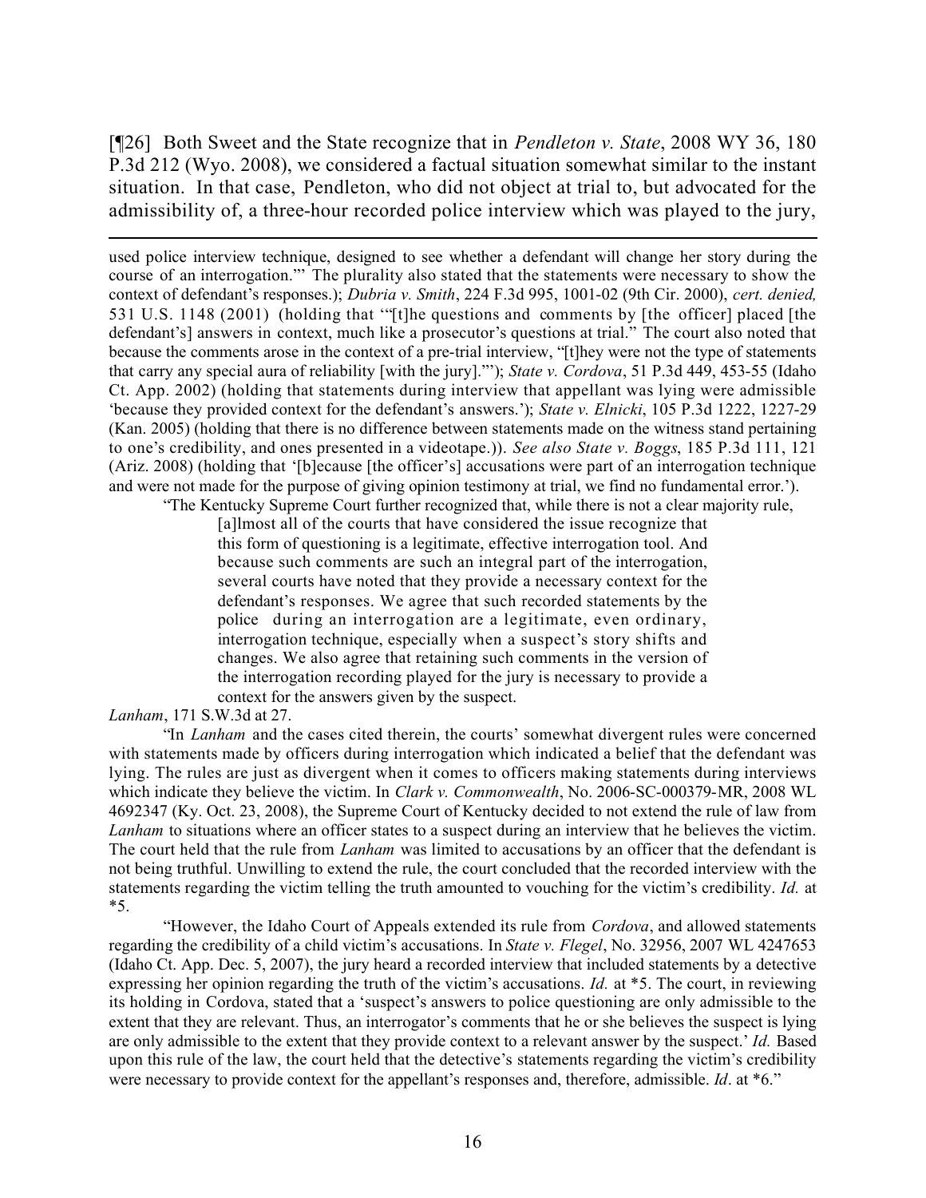[¶26] Both Sweet and the State recognize that in *Pendleton v. State*, 2008 WY 36, 180 P.3d 212 (Wyo. 2008), we considered a factual situation somewhat similar to the instant situation. In that case, Pendleton, who did not object at trial to, but advocated for the admissibility of, a three-hour recorded police interview which was played to the jury,

---

used police interview technique, designed to see whether a defendant will change her story during the course of an interrogation."' The plurality also stated that the statements were necessary to show the context of defendant's responses.); *Dubria v. Smith*, 224 F.3d 995, 1001-02 (9th Cir. 2000), *cert. denied,* 531 U.S. 1148 (2001) (holding that '"[t]he questions and comments by [the officer] placed [the defendant's] answers in context, much like a prosecutor's questions at trial." The court also noted that because the comments arose in the context of a pre-trial interview, "[t]hey were not the type of statements that carry any special aura of reliability [with the jury]."'); *State v. Cordova*, 51 P.3d 449, 453-55 (Idaho Ct. App. 2002) (holding that statements during interview that appellant was lying were admissible 'because they provided context for the defendant's answers.'); *State v. Elnicki*, 105 P.3d 1222, 1227-29 (Kan. 2005) (holding that there is no difference between statements made on the witness stand pertaining to one's credibility, and ones presented in a videotape.)). *See also State v. Boggs*, 185 P.3d 111, 121 (Ariz. 2008) (holding that '[b]ecause [the officer's] accusations were part of an interrogation technique and were not made for the purpose of giving opinion testimony at trial, we find no fundamental error.').

"The Kentucky Supreme Court further recognized that, while there is not a clear majority rule,

> [a]lmost all of the courts that have considered the issue recognize that this form of questioning is a legitimate, effective interrogation tool. And because such comments are such an integral part of the interrogation, several courts have noted that they provide a necessary context for the defendant's responses. We agree that such recorded statements by the police during an interrogation are a legitimate, even ordinary, interrogation technique, especially when a suspect's story shifts and changes. We also agree that retaining such comments in the version of the interrogation recording played for the jury is necessary to provide a context for the answers given by the suspect.

*Lanham*, 171 S.W.3d at 27.

"In *Lanham* and the cases cited therein, the courts' somewhat divergent rules were concerned with statements made by officers during interrogation which indicated a belief that the defendant was lying. The rules are just as divergent when it comes to officers making statements during interviews which indicate they believe the victim. In *Clark v. Commonwealth*, No. 2006-SC-000379-MR, 2008 WL 4692347 (Ky. Oct. 23, 2008), the Supreme Court of Kentucky decided to not extend the rule of law from *Lanham* to situations where an officer states to a suspect during an interview that he believes the victim. The court held that the rule from *Lanham* was limited to accusations by an officer that the defendant is not being truthful. Unwilling to extend the rule, the court concluded that the recorded interview with the statements regarding the victim telling the truth amounted to vouching for the victim's credibility. *Id.* at \*5.

"However, the Idaho Court of Appeals extended its rule from *Cordova*, and allowed statements regarding the credibility of a child victim's accusations. In *State v. Flegel*, No. 32956, 2007 WL 4247653 (Idaho Ct. App. Dec. 5, 2007), the jury heard a recorded interview that included statements by a detective expressing her opinion regarding the truth of the victim's accusations. *Id.* at \*5. The court, in reviewing its holding in Cordova, stated that a 'suspect's answers to police questioning are only admissible to the extent that they are relevant. Thus, an interrogator's comments that he or she believes the suspect is lying are only admissible to the extent that they provide context to a relevant answer by the suspect.' *Id.* Based upon this rule of the law, the court held that the detective's statements regarding the victim's credibility were necessary to provide context for the appellant's responses and, therefore, admissible. *Id*. at \*6."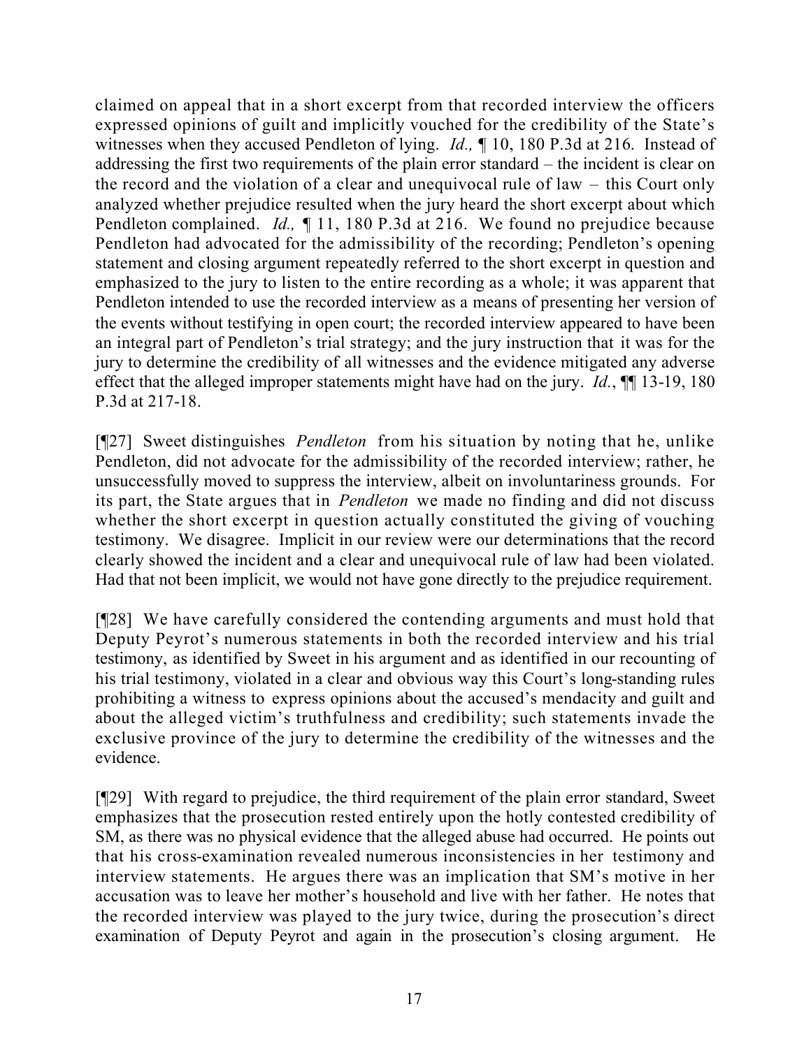claimed on appeal that in a short excerpt from that recorded interview the officers expressed opinions of guilt and implicitly vouched for the credibility of the State's witnesses when they accused Pendleton of lying. *Id.,* ¶ 10, 180 P.3d at 216. Instead of addressing the first two requirements of the plain error standard – the incident is clear on the record and the violation of a clear and unequivocal rule of law – this Court only analyzed whether prejudice resulted when the jury heard the short excerpt about which Pendleton complained. *Id.,* ¶ 11, 180 P.3d at 216. We found no prejudice because Pendleton had advocated for the admissibility of the recording; Pendleton's opening statement and closing argument repeatedly referred to the short excerpt in question and emphasized to the jury to listen to the entire recording as a whole; it was apparent that Pendleton intended to use the recorded interview as a means of presenting her version of the events without testifying in open court; the recorded interview appeared to have been an integral part of Pendleton's trial strategy; and the jury instruction that it was for the jury to determine the credibility of all witnesses and the evidence mitigated any adverse effect that the alleged improper statements might have had on the jury. *Id.*, ¶¶ 13-19, 180 P.3d at 217-18.

[¶27] Sweet distinguishes *Pendleton* from his situation by noting that he, unlike Pendleton, did not advocate for the admissibility of the recorded interview; rather, he unsuccessfully moved to suppress the interview, albeit on involuntariness grounds. For its part, the State argues that in *Pendleton* we made no finding and did not discuss whether the short excerpt in question actually constituted the giving of vouching testimony. We disagree. Implicit in our review were our determinations that the record clearly showed the incident and a clear and unequivocal rule of law had been violated. Had that not been implicit, we would not have gone directly to the prejudice requirement.

[¶28] We have carefully considered the contending arguments and must hold that Deputy Peyrot's numerous statements in both the recorded interview and his trial testimony, as identified by Sweet in his argument and as identified in our recounting of his trial testimony, violated in a clear and obvious way this Court's long-standing rules prohibiting a witness to express opinions about the accused's mendacity and guilt and about the alleged victim's truthfulness and credibility; such statements invade the exclusive province of the jury to determine the credibility of the witnesses and the evidence.

[¶29] With regard to prejudice, the third requirement of the plain error standard, Sweet emphasizes that the prosecution rested entirely upon the hotly contested credibility of SM, as there was no physical evidence that the alleged abuse had occurred. He points out that his cross-examination revealed numerous inconsistencies in her testimony and interview statements. He argues there was an implication that SM's motive in her accusation was to leave her mother's household and live with her father. He notes that the recorded interview was played to the jury twice, during the prosecution's direct examination of Deputy Peyrot and again in the prosecution's closing argument. He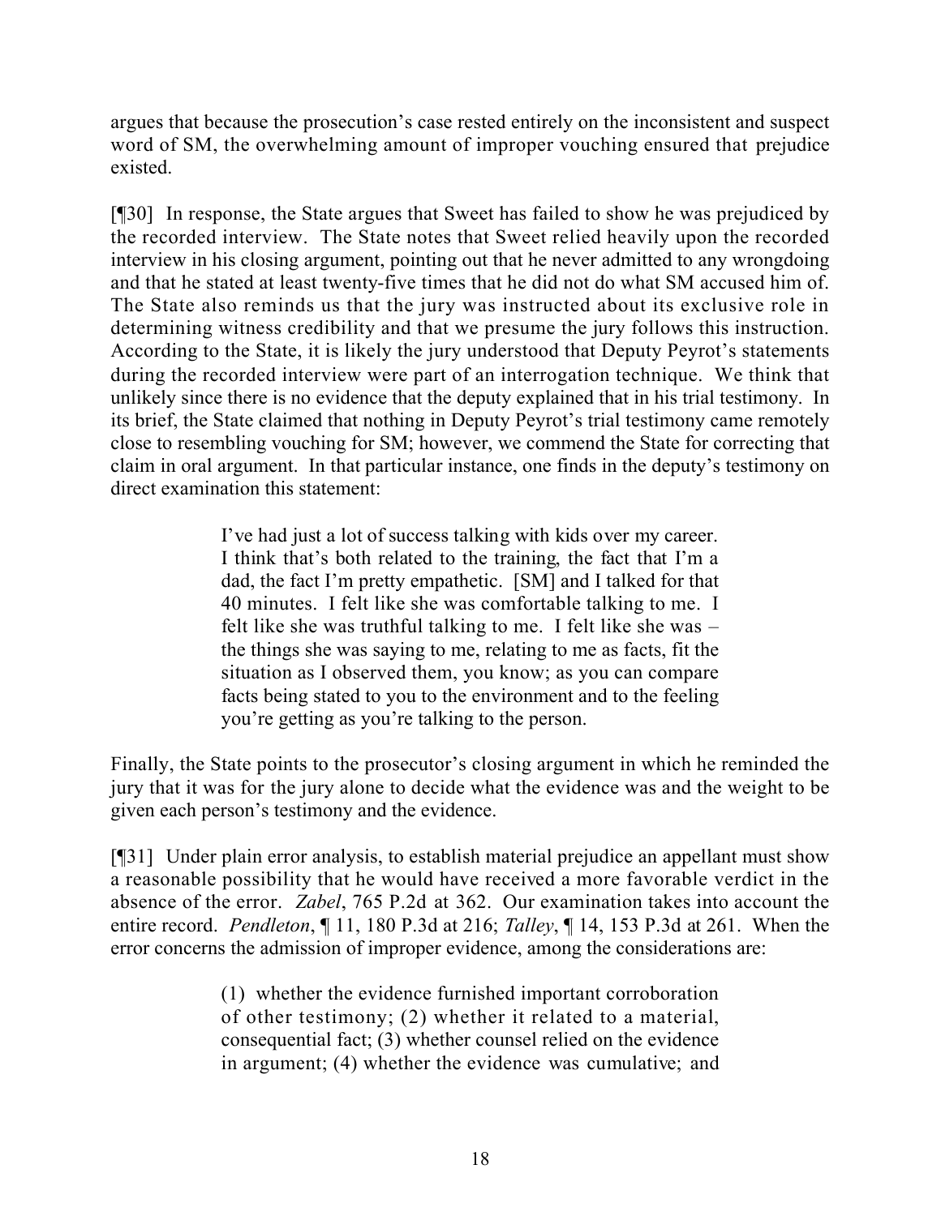argues that because the prosecution's case rested entirely on the inconsistent and suspect word of SM, the overwhelming amount of improper vouching ensured that prejudice existed.

[¶30] In response, the State argues that Sweet has failed to show he was prejudiced by the recorded interview. The State notes that Sweet relied heavily upon the recorded interview in his closing argument, pointing out that he never admitted to any wrongdoing and that he stated at least twenty-five times that he did not do what SM accused him of. The State also reminds us that the jury was instructed about its exclusive role in determining witness credibility and that we presume the jury follows this instruction. According to the State, it is likely the jury understood that Deputy Peyrot's statements during the recorded interview were part of an interrogation technique. We think that unlikely since there is no evidence that the deputy explained that in his trial testimony. In its brief, the State claimed that nothing in Deputy Peyrot's trial testimony came remotely close to resembling vouching for SM; however, we commend the State for correcting that claim in oral argument. In that particular instance, one finds in the deputy's testimony on direct examination this statement:

> I've had just a lot of success talking with kids over my career. I think that's both related to the training, the fact that I'm a dad, the fact I'm pretty empathetic. [SM] and I talked for that 40 minutes. I felt like she was comfortable talking to me. I felt like she was truthful talking to me. I felt like she was – the things she was saying to me, relating to me as facts, fit the situation as I observed them, you know; as you can compare facts being stated to you to the environment and to the feeling you're getting as you're talking to the person.

Finally, the State points to the prosecutor's closing argument in which he reminded the jury that it was for the jury alone to decide what the evidence was and the weight to be given each person's testimony and the evidence.

[¶31] Under plain error analysis, to establish material prejudice an appellant must show a reasonable possibility that he would have received a more favorable verdict in the absence of the error. *Zabel*, 765 P.2d at 362. Our examination takes into account the entire record. *Pendleton*, ¶ 11, 180 P.3d at 216; *Talley*, ¶ 14, 153 P.3d at 261. When the error concerns the admission of improper evidence, among the considerations are:

> (1) whether the evidence furnished important corroboration of other testimony; (2) whether it related to a material, consequential fact; (3) whether counsel relied on the evidence in argument; (4) whether the evidence was cumulative; and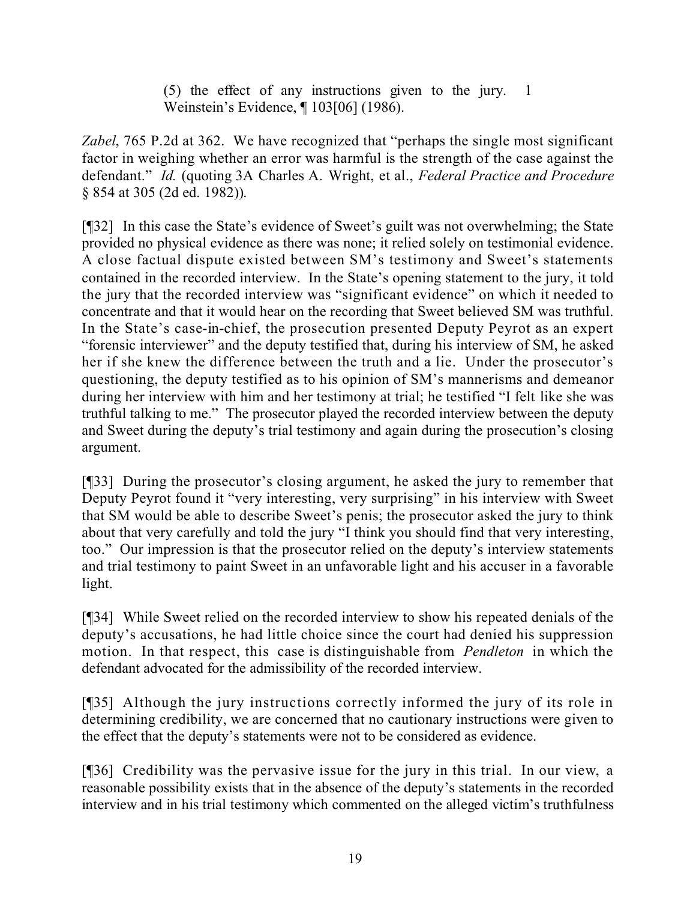> (5) the effect of any instructions given to the jury. 1 Weinstein's Evidence, ¶ 103[06] (1986).

*Zabel*, 765 P.2d at 362. We have recognized that "perhaps the single most significant factor in weighing whether an error was harmful is the strength of the case against the defendant." *Id.* (quoting 3A Charles A. Wright, et al., *Federal Practice and Procedure* § 854 at 305 (2d ed. 1982)).

[¶32] In this case the State's evidence of Sweet's guilt was not overwhelming; the State provided no physical evidence as there was none; it relied solely on testimonial evidence. A close factual dispute existed between SM's testimony and Sweet's statements contained in the recorded interview. In the State's opening statement to the jury, it told the jury that the recorded interview was "significant evidence" on which it needed to concentrate and that it would hear on the recording that Sweet believed SM was truthful. In the State's case-in-chief, the prosecution presented Deputy Peyrot as an expert "forensic interviewer" and the deputy testified that, during his interview of SM, he asked her if she knew the difference between the truth and a lie. Under the prosecutor's questioning, the deputy testified as to his opinion of SM's mannerisms and demeanor during her interview with him and her testimony at trial; he testified "I felt like she was truthful talking to me." The prosecutor played the recorded interview between the deputy and Sweet during the deputy's trial testimony and again during the prosecution's closing argument.

[¶33] During the prosecutor's closing argument, he asked the jury to remember that Deputy Peyrot found it "very interesting, very surprising" in his interview with Sweet that SM would be able to describe Sweet's penis; the prosecutor asked the jury to think about that very carefully and told the jury "I think you should find that very interesting, too." Our impression is that the prosecutor relied on the deputy's interview statements and trial testimony to paint Sweet in an unfavorable light and his accuser in a favorable light.

[¶34] While Sweet relied on the recorded interview to show his repeated denials of the deputy's accusations, he had little choice since the court had denied his suppression motion. In that respect, this case is distinguishable from *Pendleton* in which the defendant advocated for the admissibility of the recorded interview.

[¶35] Although the jury instructions correctly informed the jury of its role in determining credibility, we are concerned that no cautionary instructions were given to the effect that the deputy's statements were not to be considered as evidence.

[¶36] Credibility was the pervasive issue for the jury in this trial. In our view, a reasonable possibility exists that in the absence of the deputy's statements in the recorded interview and in his trial testimony which commented on the alleged victim's truthfulness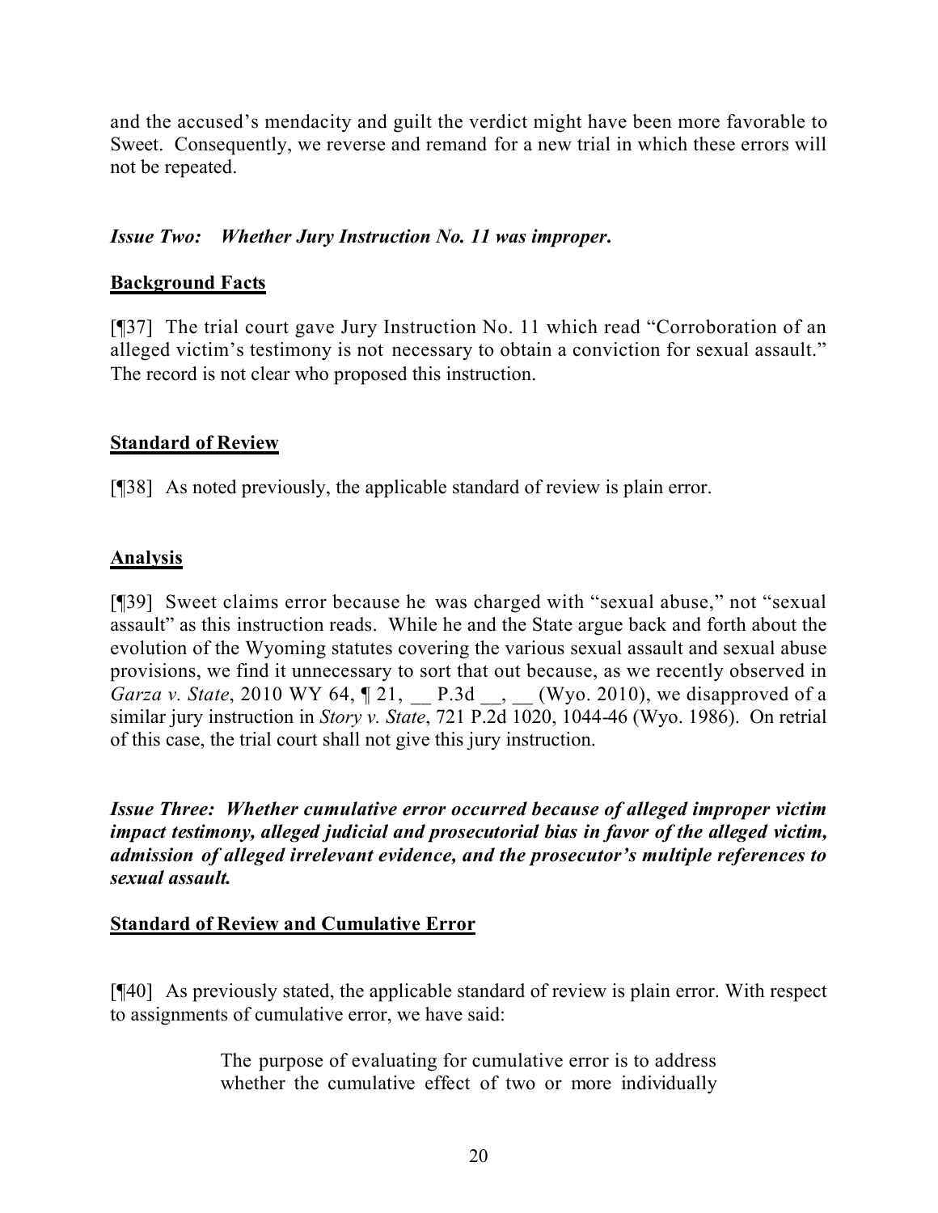and the accused's mendacity and guilt the verdict might have been more favorable to Sweet. Consequently, we reverse and remand for a new trial in which these errors will not be repeated.

### *Issue Two: Whether Jury Instruction No. 11 was improper.*

#### Background Facts

[¶37] The trial court gave Jury Instruction No. 11 which read "Corroboration of an alleged victim's testimony is not necessary to obtain a conviction for sexual assault." The record is not clear who proposed this instruction.

#### Standard of Review

[¶38] As noted previously, the applicable standard of review is plain error.

#### Analysis

[¶39] Sweet claims error because he was charged with "sexual abuse," not "sexual assault" as this instruction reads. While he and the State argue back and forth about the evolution of the Wyoming statutes covering the various sexual assault and sexual abuse provisions, we find it unnecessary to sort that out because, as we recently observed in *Garza v. State*, 2010 WY 64, ¶ 21, __ P.3d __, __ (Wyo. 2010), we disapproved of a similar jury instruction in *Story v. State*, 721 P.2d 1020, 1044-46 (Wyo. 1986). On retrial of this case, the trial court shall not give this jury instruction.

### *Issue Three: Whether cumulative error occurred because of alleged improper victim impact testimony, alleged judicial and prosecutorial bias in favor of the alleged victim, admission of alleged irrelevant evidence, and the prosecutor's multiple references to sexual assault.*

#### Standard of Review and Cumulative Error

[¶40] As previously stated, the applicable standard of review is plain error. With respect to assignments of cumulative error, we have said:

> The purpose of evaluating for cumulative error is to address whether the cumulative effect of two or more individually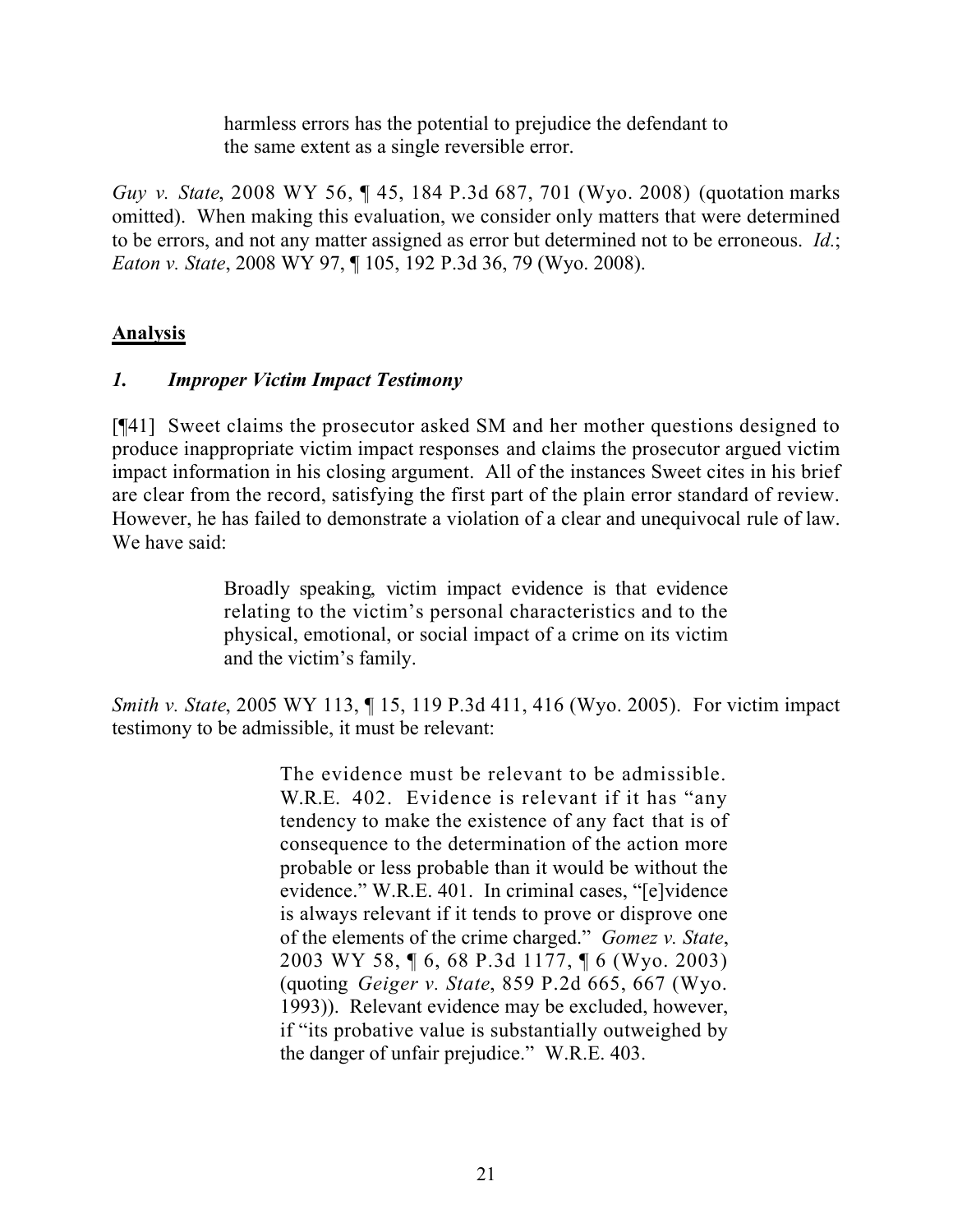> harmless errors has the potential to prejudice the defendant to the same extent as a single reversible error.

*Guy v. State*, 2008 WY 56, ¶ 45, 184 P.3d 687, 701 (Wyo. 2008) (quotation marks omitted). When making this evaluation, we consider only matters that were determined to be errors, and not any matter assigned as error but determined not to be erroneous. *Id.*; *Eaton v. State*, 2008 WY 97, ¶ 105, 192 P.3d 36, 79 (Wyo. 2008).

## Analysis

### *1. Improper Victim Impact Testimony*

[¶41] Sweet claims the prosecutor asked SM and her mother questions designed to produce inappropriate victim impact responses and claims the prosecutor argued victim impact information in his closing argument. All of the instances Sweet cites in his brief are clear from the record, satisfying the first part of the plain error standard of review. However, he has failed to demonstrate a violation of a clear and unequivocal rule of law. We have said:

> Broadly speaking, victim impact evidence is that evidence relating to the victim's personal characteristics and to the physical, emotional, or social impact of a crime on its victim and the victim's family.

*Smith v. State*, 2005 WY 113, ¶ 15, 119 P.3d 411, 416 (Wyo. 2005). For victim impact testimony to be admissible, it must be relevant:

> The evidence must be relevant to be admissible. W.R.E. 402. Evidence is relevant if it has "any tendency to make the existence of any fact that is of consequence to the determination of the action more probable or less probable than it would be without the evidence." W.R.E. 401. In criminal cases, "[e]vidence is always relevant if it tends to prove or disprove one of the elements of the crime charged." *Gomez v. State*, 2003 WY 58, ¶ 6, 68 P.3d 1177, ¶ 6 (Wyo. 2003) (quoting *Geiger v. State*, 859 P.2d 665, 667 (Wyo. 1993)). Relevant evidence may be excluded, however, if "its probative value is substantially outweighed by the danger of unfair prejudice." W.R.E. 403.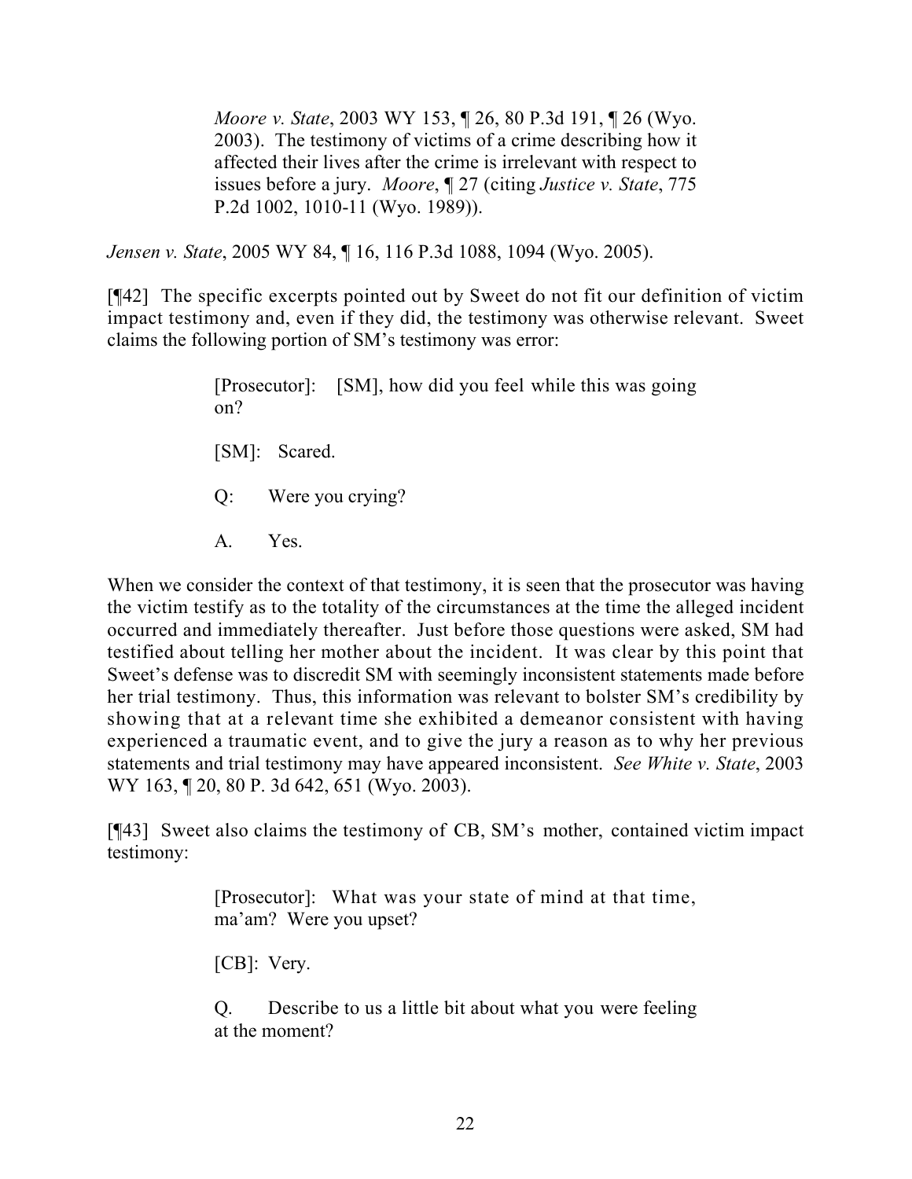> *Moore v. State*, 2003 WY 153, ¶ 26, 80 P.3d 191, ¶ 26 (Wyo. 2003). The testimony of victims of a crime describing how it affected their lives after the crime is irrelevant with respect to issues before a jury. *Moore*, ¶ 27 (citing *Justice v. State*, 775 P.2d 1002, 1010-11 (Wyo. 1989)).

*Jensen v. State*, 2005 WY 84, ¶ 16, 116 P.3d 1088, 1094 (Wyo. 2005).

[¶42] The specific excerpts pointed out by Sweet do not fit our definition of victim impact testimony and, even if they did, the testimony was otherwise relevant. Sweet claims the following portion of SM's testimony was error:

> [Prosecutor]: [SM], how did you feel while this was going on?
>
> [SM]: Scared.
>
> Q: Were you crying?
>
> A. Yes.

When we consider the context of that testimony, it is seen that the prosecutor was having the victim testify as to the totality of the circumstances at the time the alleged incident occurred and immediately thereafter. Just before those questions were asked, SM had testified about telling her mother about the incident. It was clear by this point that Sweet's defense was to discredit SM with seemingly inconsistent statements made before her trial testimony. Thus, this information was relevant to bolster SM's credibility by showing that at a relevant time she exhibited a demeanor consistent with having experienced a traumatic event, and to give the jury a reason as to why her previous statements and trial testimony may have appeared inconsistent. *See White v. State*, 2003 WY 163, ¶ 20, 80 P. 3d 642, 651 (Wyo. 2003).

[¶43] Sweet also claims the testimony of CB, SM's mother, contained victim impact testimony:

> [Prosecutor]: What was your state of mind at that time, ma'am? Were you upset?
>
> [CB]: Very.
>
> Q. Describe to us a little bit about what you were feeling at the moment?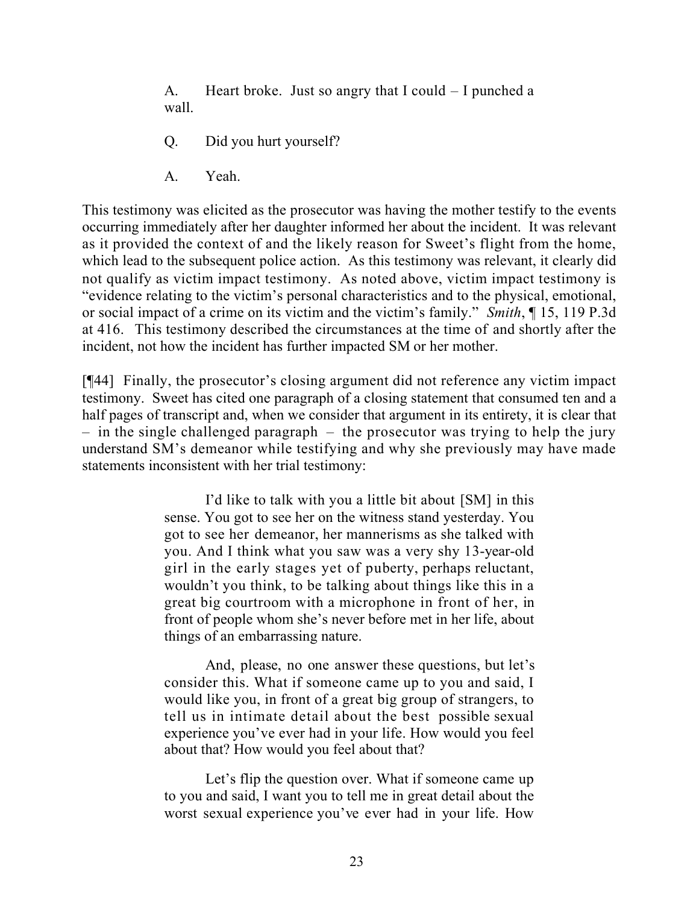> A. Heart broke. Just so angry that I could – I punched a wall.
>
> Q. Did you hurt yourself?
>
> A. Yeah.

This testimony was elicited as the prosecutor was having the mother testify to the events occurring immediately after her daughter informed her about the incident. It was relevant as it provided the context of and the likely reason for Sweet's flight from the home, which lead to the subsequent police action. As this testimony was relevant, it clearly did not qualify as victim impact testimony. As noted above, victim impact testimony is "evidence relating to the victim's personal characteristics and to the physical, emotional, or social impact of a crime on its victim and the victim's family." *Smith*, ¶ 15, 119 P.3d at 416. This testimony described the circumstances at the time of and shortly after the incident, not how the incident has further impacted SM or her mother.

[¶44] Finally, the prosecutor's closing argument did not reference any victim impact testimony. Sweet has cited one paragraph of a closing statement that consumed ten and a half pages of transcript and, when we consider that argument in its entirety, it is clear that – in the single challenged paragraph – the prosecutor was trying to help the jury understand SM's demeanor while testifying and why she previously may have made statements inconsistent with her trial testimony:

> I'd like to talk with you a little bit about [SM] in this sense. You got to see her on the witness stand yesterday. You got to see her demeanor, her mannerisms as she talked with you. And I think what you saw was a very shy 13-year-old girl in the early stages yet of puberty, perhaps reluctant, wouldn't you think, to be talking about things like this in a great big courtroom with a microphone in front of her, in front of people whom she's never before met in her life, about things of an embarrassing nature.
>
> And, please, no one answer these questions, but let's consider this. What if someone came up to you and said, I would like you, in front of a great big group of strangers, to tell us in intimate detail about the best possible sexual experience you've ever had in your life. How would you feel about that? How would you feel about that?
>
> Let's flip the question over. What if someone came up to you and said, I want you to tell me in great detail about the worst sexual experience you've ever had in your life. How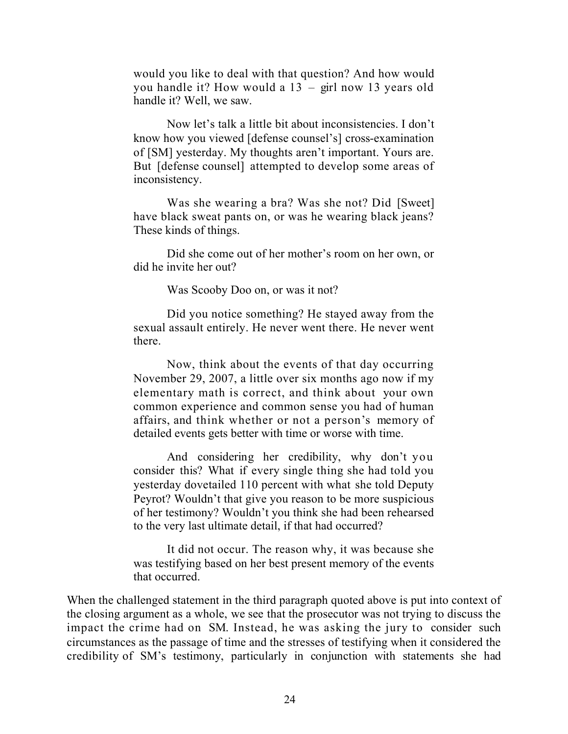> would you like to deal with that question? And how would you handle it? How would a 13 – girl now 13 years old handle it? Well, we saw.
>
> Now let's talk a little bit about inconsistencies. I don't know how you viewed [defense counsel's] cross-examination of [SM] yesterday. My thoughts aren't important. Yours are. But [defense counsel] attempted to develop some areas of inconsistency.
>
> Was she wearing a bra? Was she not? Did [Sweet] have black sweat pants on, or was he wearing black jeans? These kinds of things.
>
> Did she come out of her mother's room on her own, or did he invite her out?
>
> Was Scooby Doo on, or was it not?
>
> Did you notice something? He stayed away from the sexual assault entirely. He never went there. He never went there.
>
> Now, think about the events of that day occurring November 29, 2007, a little over six months ago now if my elementary math is correct, and think about your own common experience and common sense you had of human affairs, and think whether or not a person's memory of detailed events gets better with time or worse with time.
>
> And considering her credibility, why don't you consider this? What if every single thing she had told you yesterday dovetailed 110 percent with what she told Deputy Peyrot? Wouldn't that give you reason to be more suspicious of her testimony? Wouldn't you think she had been rehearsed to the very last ultimate detail, if that had occurred?
>
> It did not occur. The reason why, it was because she was testifying based on her best present memory of the events that occurred.

When the challenged statement in the third paragraph quoted above is put into context of the closing argument as a whole, we see that the prosecutor was not trying to discuss the impact the crime had on SM. Instead, he was asking the jury to consider such circumstances as the passage of time and the stresses of testifying when it considered the credibility of SM's testimony, particularly in conjunction with statements she had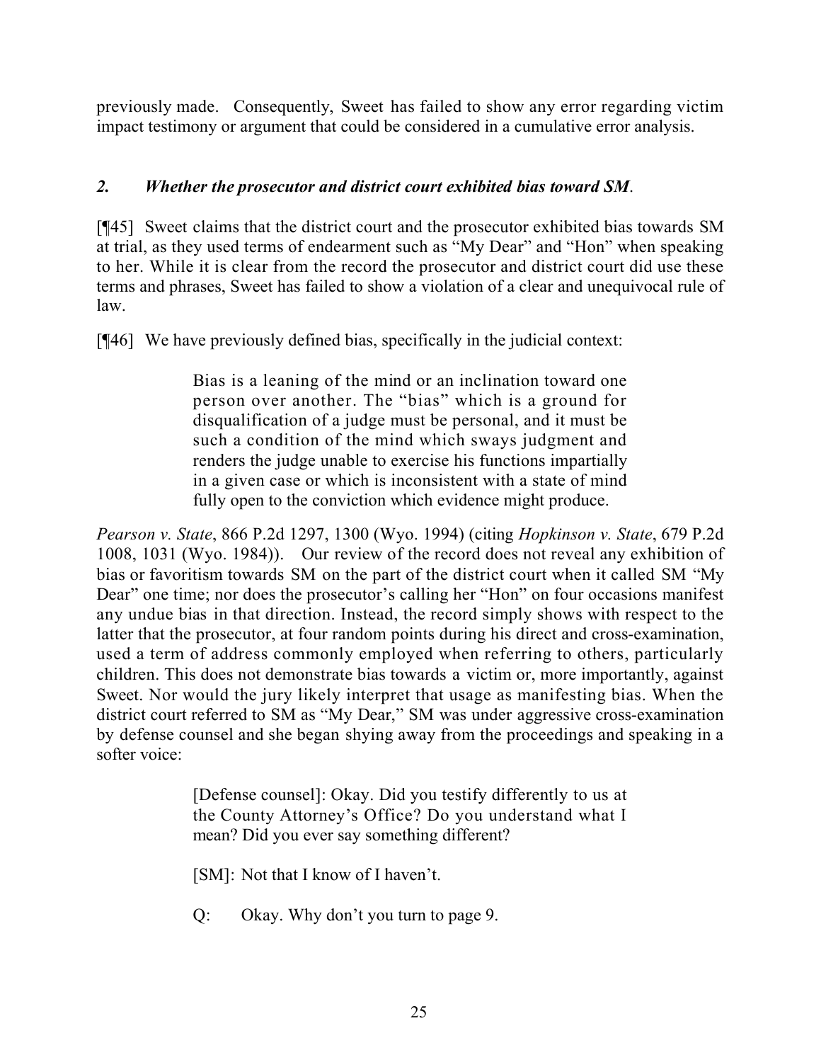previously made. Consequently, Sweet has failed to show any error regarding victim impact testimony or argument that could be considered in a cumulative error analysis.

### *2. Whether the prosecutor and district court exhibited bias toward SM.*

[¶45] Sweet claims that the district court and the prosecutor exhibited bias towards SM at trial, as they used terms of endearment such as "My Dear" and "Hon" when speaking to her. While it is clear from the record the prosecutor and district court did use these terms and phrases, Sweet has failed to show a violation of a clear and unequivocal rule of law.

[¶46] We have previously defined bias, specifically in the judicial context:

> Bias is a leaning of the mind or an inclination toward one person over another. The "bias" which is a ground for disqualification of a judge must be personal, and it must be such a condition of the mind which sways judgment and renders the judge unable to exercise his functions impartially in a given case or which is inconsistent with a state of mind fully open to the conviction which evidence might produce.

*Pearson v. State*, 866 P.2d 1297, 1300 (Wyo. 1994) (citing *Hopkinson v. State*, 679 P.2d 1008, 1031 (Wyo. 1984)). Our review of the record does not reveal any exhibition of bias or favoritism towards SM on the part of the district court when it called SM "My Dear" one time; nor does the prosecutor's calling her "Hon" on four occasions manifest any undue bias in that direction. Instead, the record simply shows with respect to the latter that the prosecutor, at four random points during his direct and cross-examination, used a term of address commonly employed when referring to others, particularly children. This does not demonstrate bias towards a victim or, more importantly, against Sweet. Nor would the jury likely interpret that usage as manifesting bias. When the district court referred to SM as "My Dear," SM was under aggressive cross-examination by defense counsel and she began shying away from the proceedings and speaking in a softer voice:

> [Defense counsel]: Okay. Did you testify differently to us at the County Attorney's Office? Do you understand what I mean? Did you ever say something different?
>
> [SM]: Not that I know of I haven't.
>
> Q: Okay. Why don't you turn to page 9.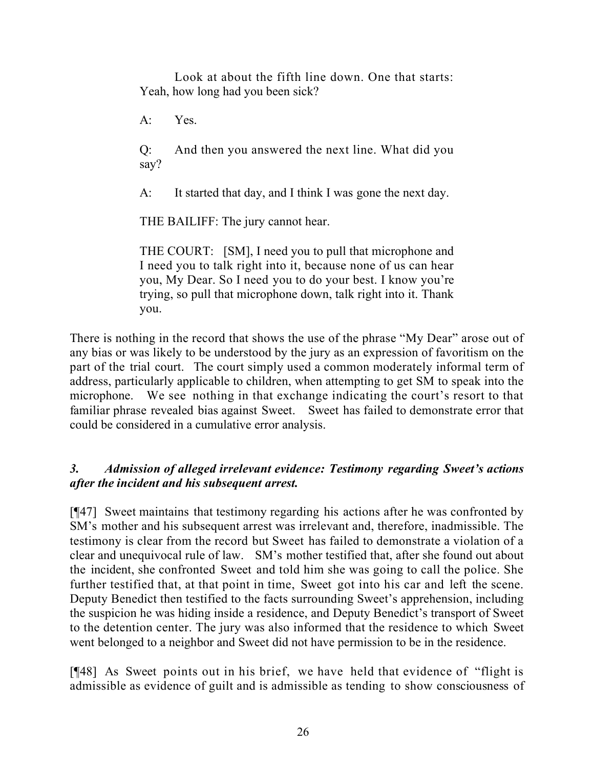> Look at about the fifth line down. One that starts: Yeah, how long had you been sick?
>
> A: Yes.
>
> Q: And then you answered the next line. What did you say?
>
> A: It started that day, and I think I was gone the next day.
>
> THE BAILIFF: The jury cannot hear.
>
> THE COURT: [SM], I need you to pull that microphone and I need you to talk right into it, because none of us can hear you, My Dear. So I need you to do your best. I know you're trying, so pull that microphone down, talk right into it. Thank you.

There is nothing in the record that shows the use of the phrase "My Dear" arose out of any bias or was likely to be understood by the jury as an expression of favoritism on the part of the trial court. The court simply used a common moderately informal term of address, particularly applicable to children, when attempting to get SM to speak into the microphone. We see nothing in that exchange indicating the court's resort to that familiar phrase revealed bias against Sweet. Sweet has failed to demonstrate error that could be considered in a cumulative error analysis.

### *3. Admission of alleged irrelevant evidence: Testimony regarding Sweet's actions after the incident and his subsequent arrest.*

[¶47] Sweet maintains that testimony regarding his actions after he was confronted by SM's mother and his subsequent arrest was irrelevant and, therefore, inadmissible. The testimony is clear from the record but Sweet has failed to demonstrate a violation of a clear and unequivocal rule of law. SM's mother testified that, after she found out about the incident, she confronted Sweet and told him she was going to call the police. She further testified that, at that point in time, Sweet got into his car and left the scene. Deputy Benedict then testified to the facts surrounding Sweet's apprehension, including the suspicion he was hiding inside a residence, and Deputy Benedict's transport of Sweet to the detention center. The jury was also informed that the residence to which Sweet went belonged to a neighbor and Sweet did not have permission to be in the residence.

[¶48] As Sweet points out in his brief, we have held that evidence of "flight is admissible as evidence of guilt and is admissible as tending to show consciousness of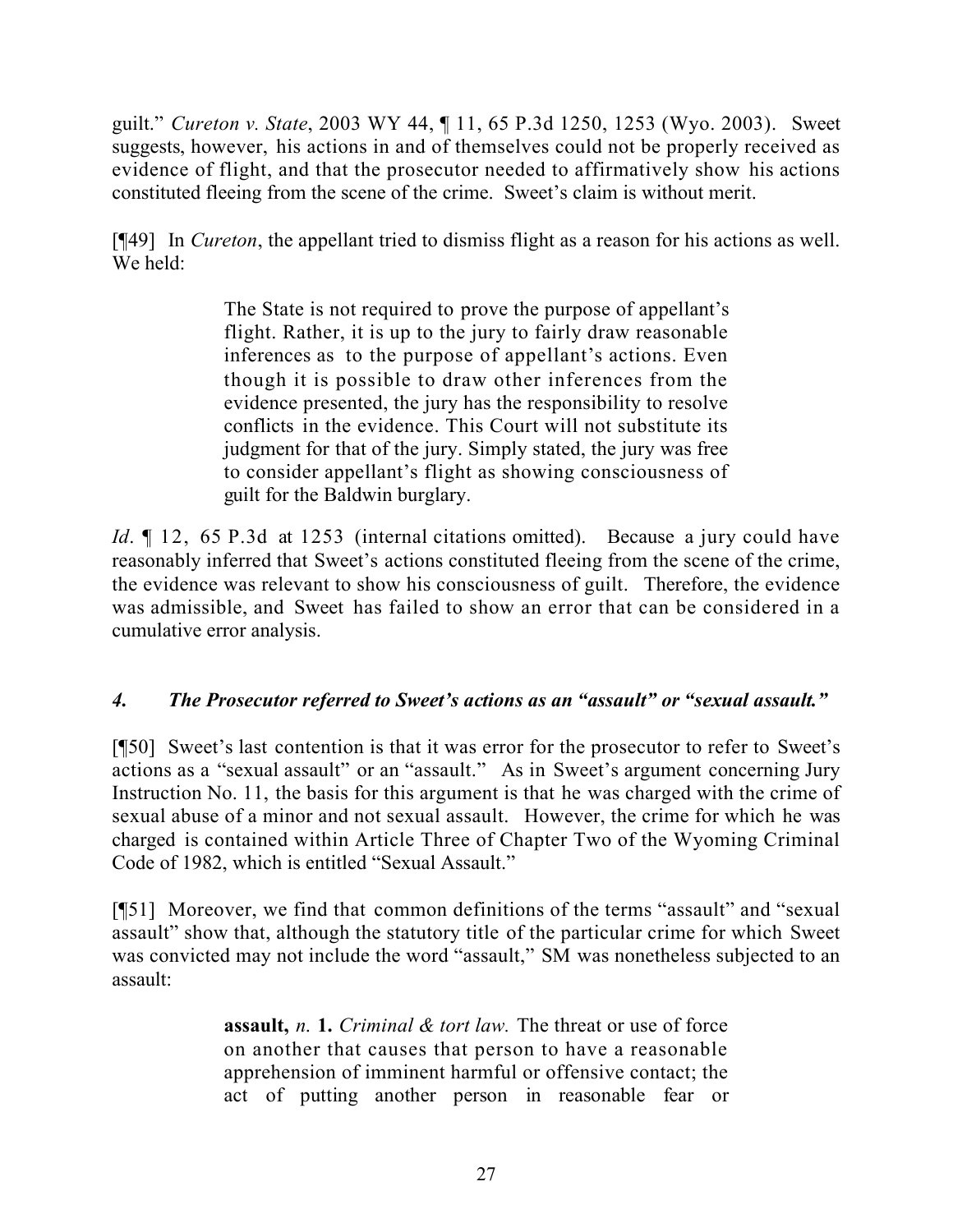guilt." *Cureton v. State*, 2003 WY 44, ¶ 11, 65 P.3d 1250, 1253 (Wyo. 2003). Sweet suggests, however, his actions in and of themselves could not be properly received as evidence of flight, and that the prosecutor needed to affirmatively show his actions constituted fleeing from the scene of the crime. Sweet's claim is without merit.

[¶49] In *Cureton*, the appellant tried to dismiss flight as a reason for his actions as well. We held:

> The State is not required to prove the purpose of appellant's flight. Rather, it is up to the jury to fairly draw reasonable inferences as to the purpose of appellant's actions. Even though it is possible to draw other inferences from the evidence presented, the jury has the responsibility to resolve conflicts in the evidence. This Court will not substitute its judgment for that of the jury. Simply stated, the jury was free to consider appellant's flight as showing consciousness of guilt for the Baldwin burglary.

*Id*. ¶ 12, 65 P.3d at 1253 (internal citations omitted). Because a jury could have reasonably inferred that Sweet's actions constituted fleeing from the scene of the crime, the evidence was relevant to show his consciousness of guilt. Therefore, the evidence was admissible, and Sweet has failed to show an error that can be considered in a cumulative error analysis.

### *4. The Prosecutor referred to Sweet's actions as an "assault" or "sexual assault."*

[¶50] Sweet's last contention is that it was error for the prosecutor to refer to Sweet's actions as a "sexual assault" or an "assault." As in Sweet's argument concerning Jury Instruction No. 11, the basis for this argument is that he was charged with the crime of sexual abuse of a minor and not sexual assault. However, the crime for which he was charged is contained within Article Three of Chapter Two of the Wyoming Criminal Code of 1982, which is entitled "Sexual Assault."

[¶51] Moreover, we find that common definitions of the terms "assault" and "sexual assault" show that, although the statutory title of the particular crime for which Sweet was convicted may not include the word "assault," SM was nonetheless subjected to an assault:

> **assault,** *n.* **1.** *Criminal & tort law.* The threat or use of force on another that causes that person to have a reasonable apprehension of imminent harmful or offensive contact; the act of putting another person in reasonable fear or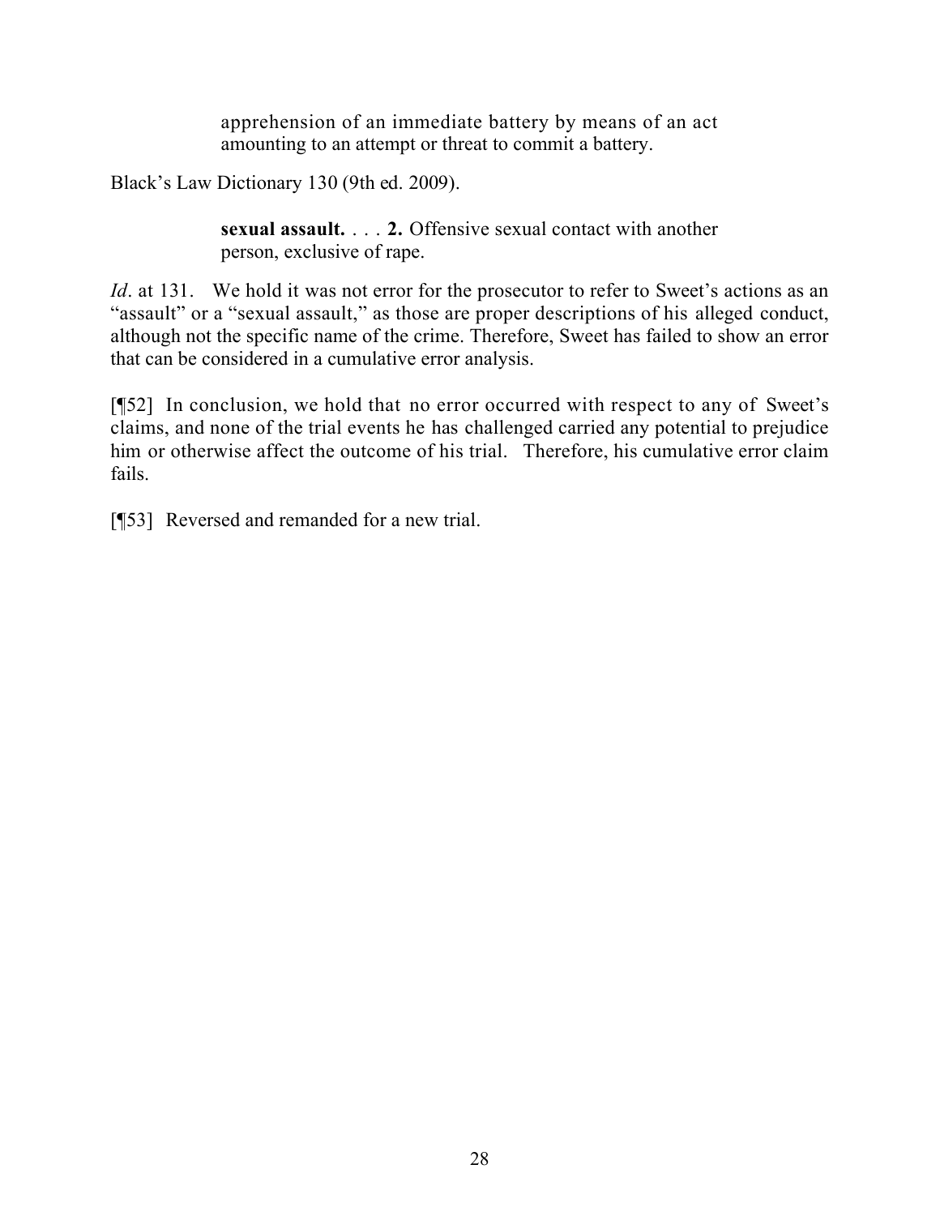> apprehension of an immediate battery by means of an act amounting to an attempt or threat to commit a battery.

Black's Law Dictionary 130 (9th ed. 2009).

> **sexual assault.** . . . **2.** Offensive sexual contact with another person, exclusive of rape.

*Id*. at 131. We hold it was not error for the prosecutor to refer to Sweet's actions as an "assault" or a "sexual assault," as those are proper descriptions of his alleged conduct, although not the specific name of the crime. Therefore, Sweet has failed to show an error that can be considered in a cumulative error analysis.

[¶52] In conclusion, we hold that no error occurred with respect to any of Sweet's claims, and none of the trial events he has challenged carried any potential to prejudice him or otherwise affect the outcome of his trial. Therefore, his cumulative error claim fails.

[¶53] Reversed and remanded for a new trial.